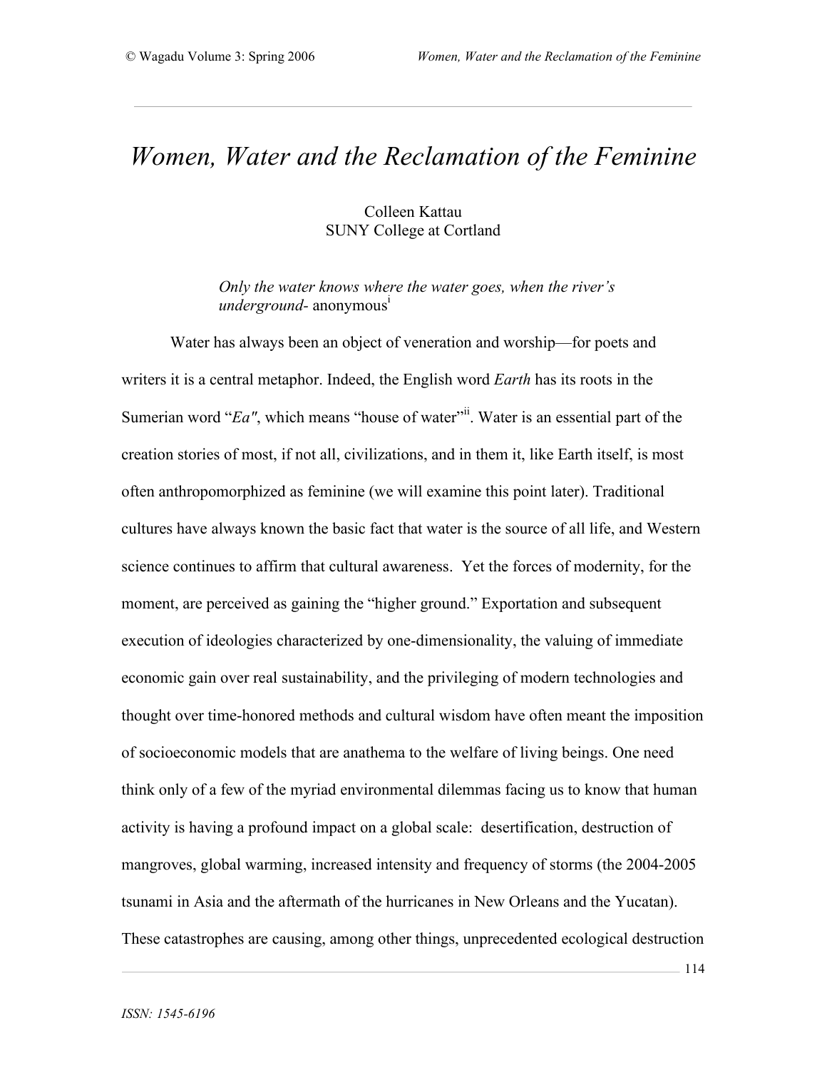# *Women, Water and the Reclamation of the Feminine*

Colleen Kattau
SUNY College at Cortland

> *Only the water knows where the water goes, when the river's underground*- anonymous[i]

Water has always been an object of veneration and worship—for poets and writers it is a central metaphor. Indeed, the English word *Earth* has its roots in the Sumerian word "*Ea"*, which means "house of water"[ii]. Water is an essential part of the creation stories of most, if not all, civilizations, and in them it, like Earth itself, is most often anthropomorphized as feminine (we will examine this point later). Traditional cultures have always known the basic fact that water is the source of all life, and Western science continues to affirm that cultural awareness. Yet the forces of modernity, for the moment, are perceived as gaining the "higher ground." Exportation and subsequent execution of ideologies characterized by one-dimensionality, the valuing of immediate economic gain over real sustainability, and the privileging of modern technologies and thought over time-honored methods and cultural wisdom have often meant the imposition of socioeconomic models that are anathema to the welfare of living beings. One need think only of a few of the myriad environmental dilemmas facing us to know that human activity is having a profound impact on a global scale: desertification, destruction of mangroves, global warming, increased intensity and frequency of storms (the 2004-2005 tsunami in Asia and the aftermath of the hurricanes in New Orleans and the Yucatan). These catastrophes are causing, among other things, unprecedented ecological destruction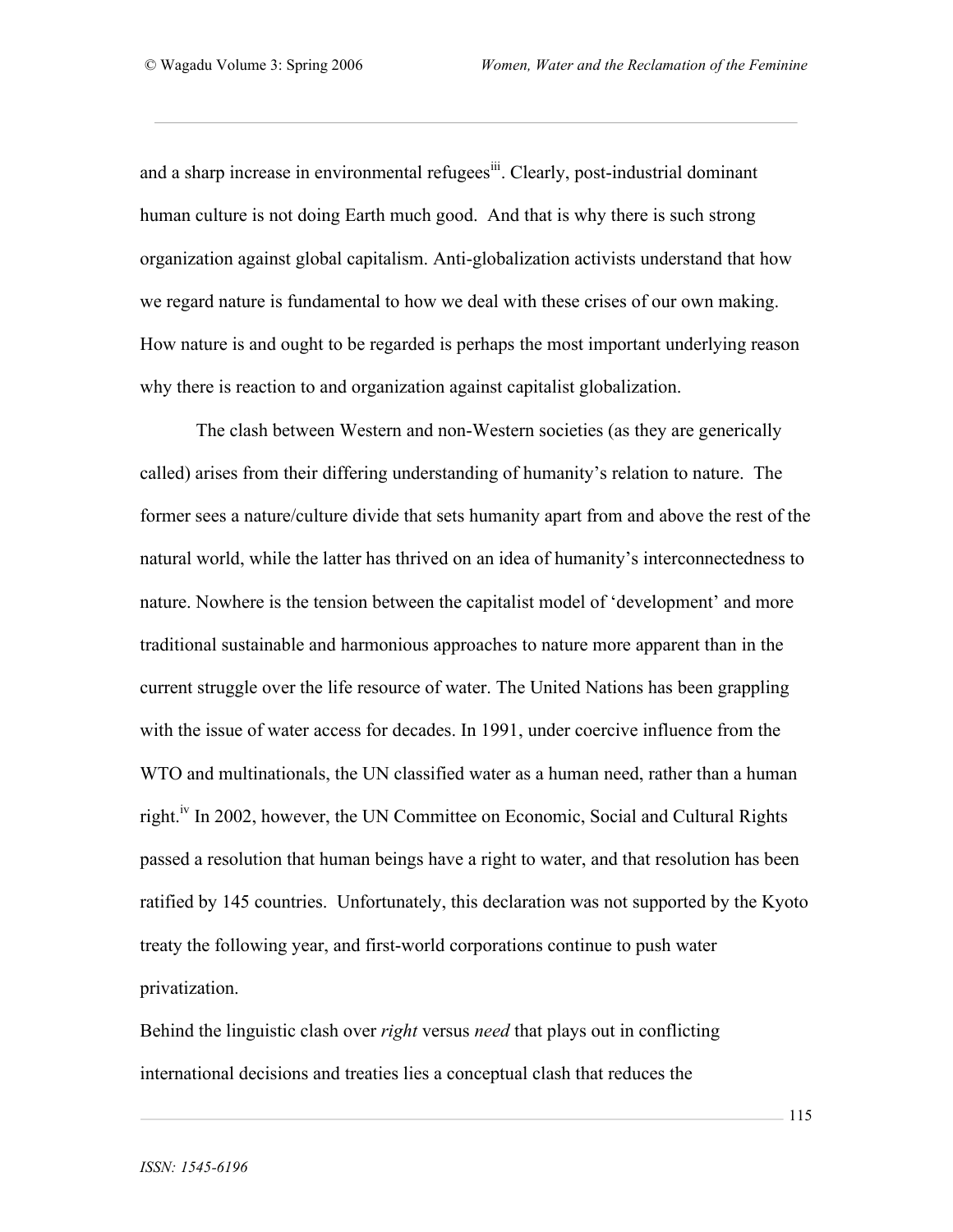and a sharp increase in environmental refugees[iii]. Clearly, post-industrial dominant human culture is not doing Earth much good. And that is why there is such strong organization against global capitalism. Anti-globalization activists understand that how we regard nature is fundamental to how we deal with these crises of our own making. How nature is and ought to be regarded is perhaps the most important underlying reason why there is reaction to and organization against capitalist globalization.

The clash between Western and non-Western societies (as they are generically called) arises from their differing understanding of humanity's relation to nature. The former sees a nature/culture divide that sets humanity apart from and above the rest of the natural world, while the latter has thrived on an idea of humanity's interconnectedness to nature. Nowhere is the tension between the capitalist model of 'development' and more traditional sustainable and harmonious approaches to nature more apparent than in the current struggle over the life resource of water. The United Nations has been grappling with the issue of water access for decades. In 1991, under coercive influence from the WTO and multinationals, the UN classified water as a human need, rather than a human right.[iv] In 2002, however, the UN Committee on Economic, Social and Cultural Rights passed a resolution that human beings have a right to water, and that resolution has been ratified by 145 countries. Unfortunately, this declaration was not supported by the Kyoto treaty the following year, and first-world corporations continue to push water privatization.

Behind the linguistic clash over *right* versus *need* that plays out in conflicting international decisions and treaties lies a conceptual clash that reduces the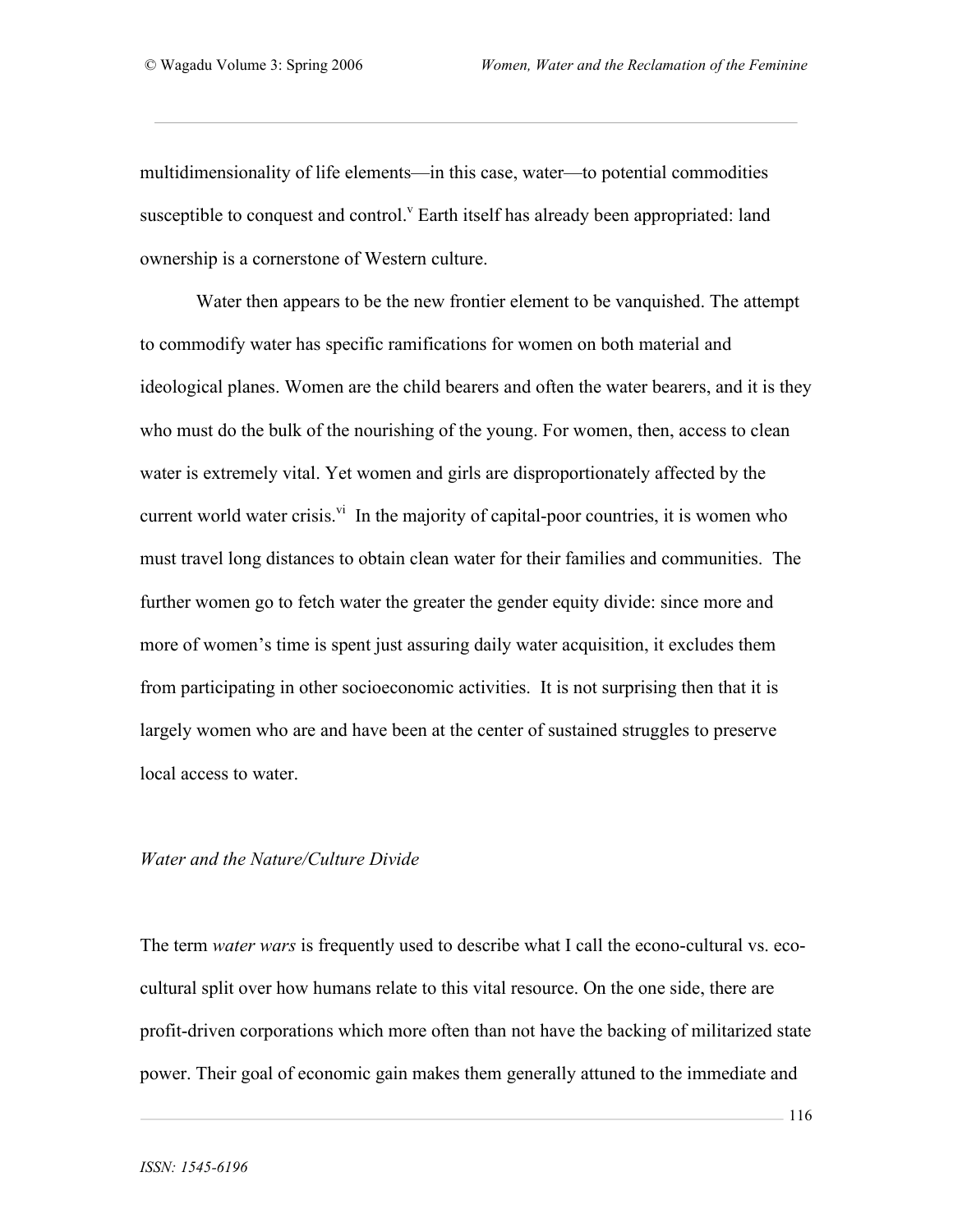multidimensionality of life elements—in this case, water—to potential commodities susceptible to conquest and control.[v] Earth itself has already been appropriated: land ownership is a cornerstone of Western culture.

Water then appears to be the new frontier element to be vanquished. The attempt to commodify water has specific ramifications for women on both material and ideological planes. Women are the child bearers and often the water bearers, and it is they who must do the bulk of the nourishing of the young. For women, then, access to clean water is extremely vital. Yet women and girls are disproportionately affected by the current world water crisis.[vi] In the majority of capital-poor countries, it is women who must travel long distances to obtain clean water for their families and communities. The further women go to fetch water the greater the gender equity divide: since more and more of women's time is spent just assuring daily water acquisition, it excludes them from participating in other socioeconomic activities. It is not surprising then that it is largely women who are and have been at the center of sustained struggles to preserve local access to water.

### *Water and the Nature/Culture Divide*

The term *water wars* is frequently used to describe what I call the econo-cultural vs. eco-cultural split over how humans relate to this vital resource. On the one side, there are profit-driven corporations which more often than not have the backing of militarized state power. Their goal of economic gain makes them generally attuned to the immediate and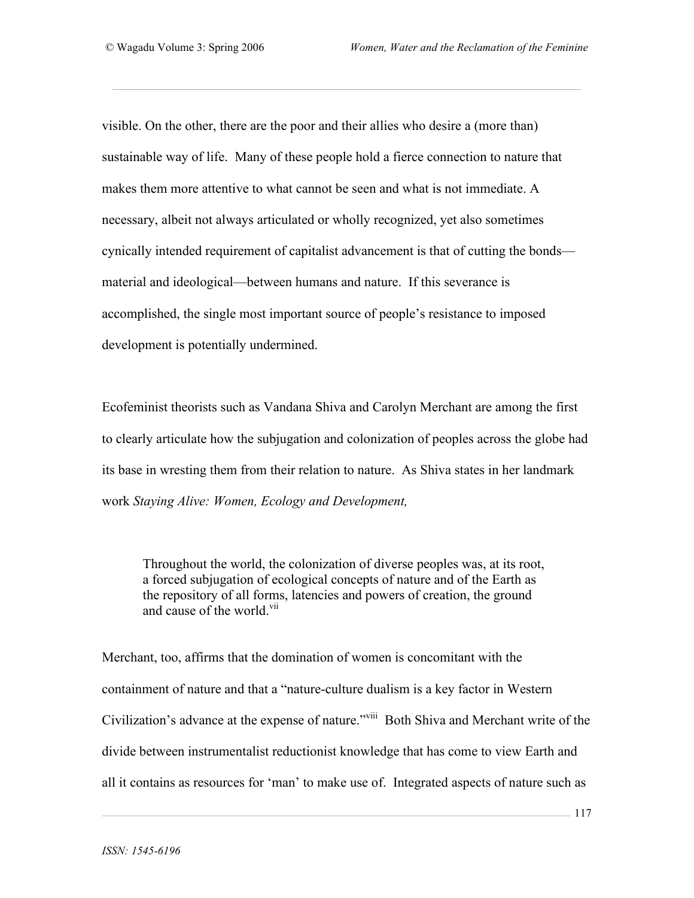visible. On the other, there are the poor and their allies who desire a (more than) sustainable way of life. Many of these people hold a fierce connection to nature that makes them more attentive to what cannot be seen and what is not immediate. A necessary, albeit not always articulated or wholly recognized, yet also sometimes cynically intended requirement of capitalist advancement is that of cutting the bonds—material and ideological—between humans and nature. If this severance is accomplished, the single most important source of people's resistance to imposed development is potentially undermined.

Ecofeminist theorists such as Vandana Shiva and Carolyn Merchant are among the first to clearly articulate how the subjugation and colonization of peoples across the globe had its base in wresting them from their relation to nature. As Shiva states in her landmark work *Staying Alive: Women, Ecology and Development,*

> Throughout the world, the colonization of diverse peoples was, at its root, a forced subjugation of ecological concepts of nature and of the Earth as the repository of all forms, latencies and powers of creation, the ground and cause of the world.[vii]

Merchant, too, affirms that the domination of women is concomitant with the containment of nature and that a "nature-culture dualism is a key factor in Western Civilization's advance at the expense of nature."[viii] Both Shiva and Merchant write of the divide between instrumentalist reductionist knowledge that has come to view Earth and all it contains as resources for 'man' to make use of. Integrated aspects of nature such as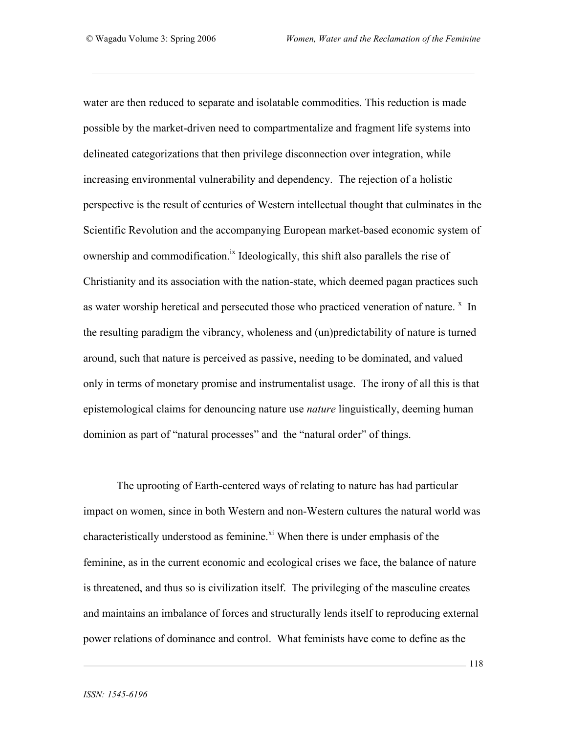water are then reduced to separate and isolatable commodities. This reduction is made possible by the market-driven need to compartmentalize and fragment life systems into delineated categorizations that then privilege disconnection over integration, while increasing environmental vulnerability and dependency. The rejection of a holistic perspective is the result of centuries of Western intellectual thought that culminates in the Scientific Revolution and the accompanying European market-based economic system of ownership and commodification.[ix] Ideologically, this shift also parallels the rise of Christianity and its association with the nation-state, which deemed pagan practices such as water worship heretical and persecuted those who practiced veneration of nature. [x] In the resulting paradigm the vibrancy, wholeness and (un)predictability of nature is turned around, such that nature is perceived as passive, needing to be dominated, and valued only in terms of monetary promise and instrumentalist usage. The irony of all this is that epistemological claims for denouncing nature use *nature* linguistically, deeming human dominion as part of "natural processes" and the "natural order" of things.

The uprooting of Earth-centered ways of relating to nature has had particular impact on women, since in both Western and non-Western cultures the natural world was characteristically understood as feminine.[xi] When there is under emphasis of the feminine, as in the current economic and ecological crises we face, the balance of nature is threatened, and thus so is civilization itself. The privileging of the masculine creates and maintains an imbalance of forces and structurally lends itself to reproducing external power relations of dominance and control. What feminists have come to define as the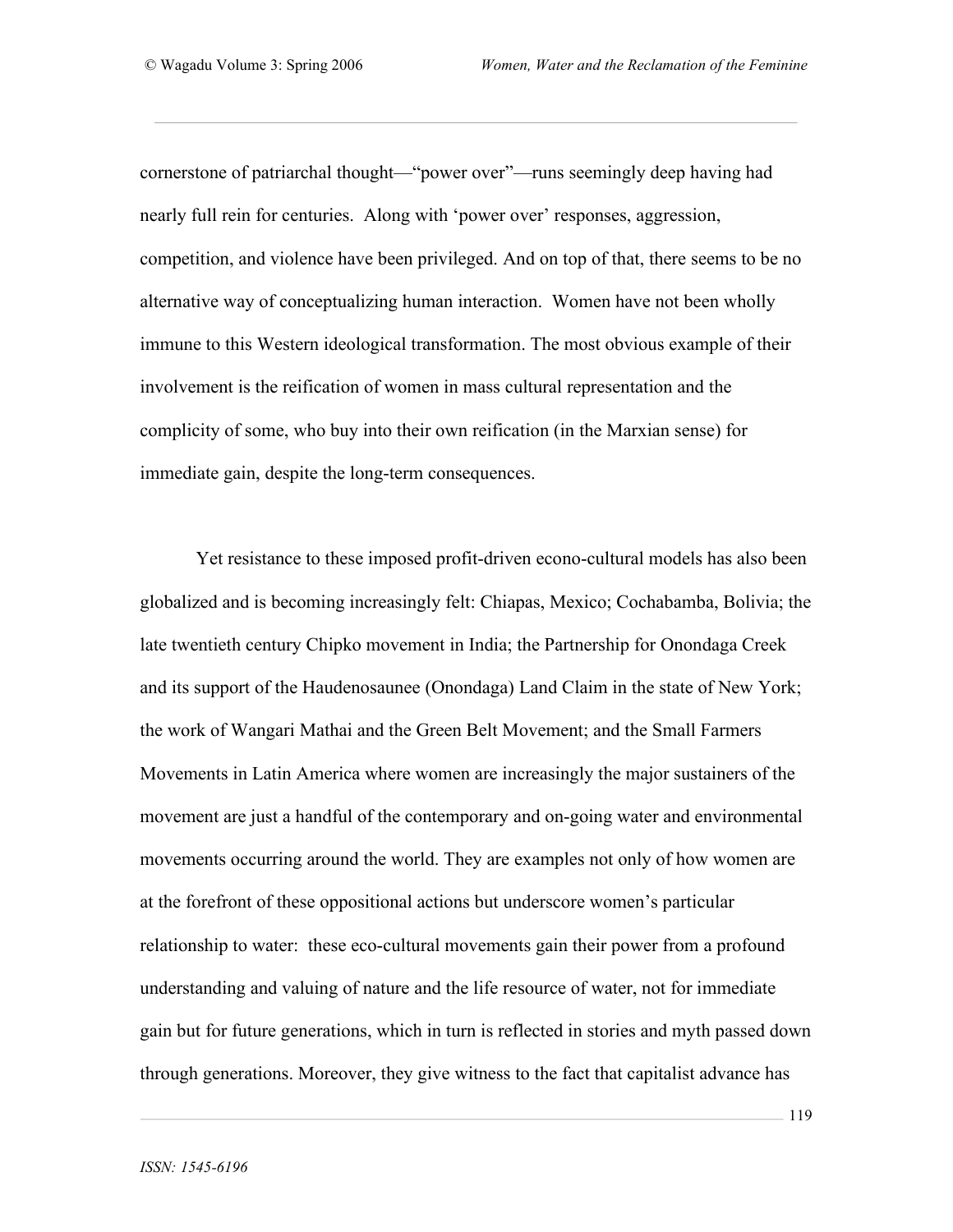cornerstone of patriarchal thought—"power over"—runs seemingly deep having had nearly full rein for centuries. Along with 'power over' responses, aggression, competition, and violence have been privileged. And on top of that, there seems to be no alternative way of conceptualizing human interaction. Women have not been wholly immune to this Western ideological transformation. The most obvious example of their involvement is the reification of women in mass cultural representation and the complicity of some, who buy into their own reification (in the Marxian sense) for immediate gain, despite the long-term consequences.

Yet resistance to these imposed profit-driven econo-cultural models has also been globalized and is becoming increasingly felt: Chiapas, Mexico; Cochabamba, Bolivia; the late twentieth century Chipko movement in India; the Partnership for Onondaga Creek and its support of the Haudenosaunee (Onondaga) Land Claim in the state of New York; the work of Wangari Mathai and the Green Belt Movement; and the Small Farmers Movements in Latin America where women are increasingly the major sustainers of the movement are just a handful of the contemporary and on-going water and environmental movements occurring around the world. They are examples not only of how women are at the forefront of these oppositional actions but underscore women's particular relationship to water: these eco-cultural movements gain their power from a profound understanding and valuing of nature and the life resource of water, not for immediate gain but for future generations, which in turn is reflected in stories and myth passed down through generations. Moreover, they give witness to the fact that capitalist advance has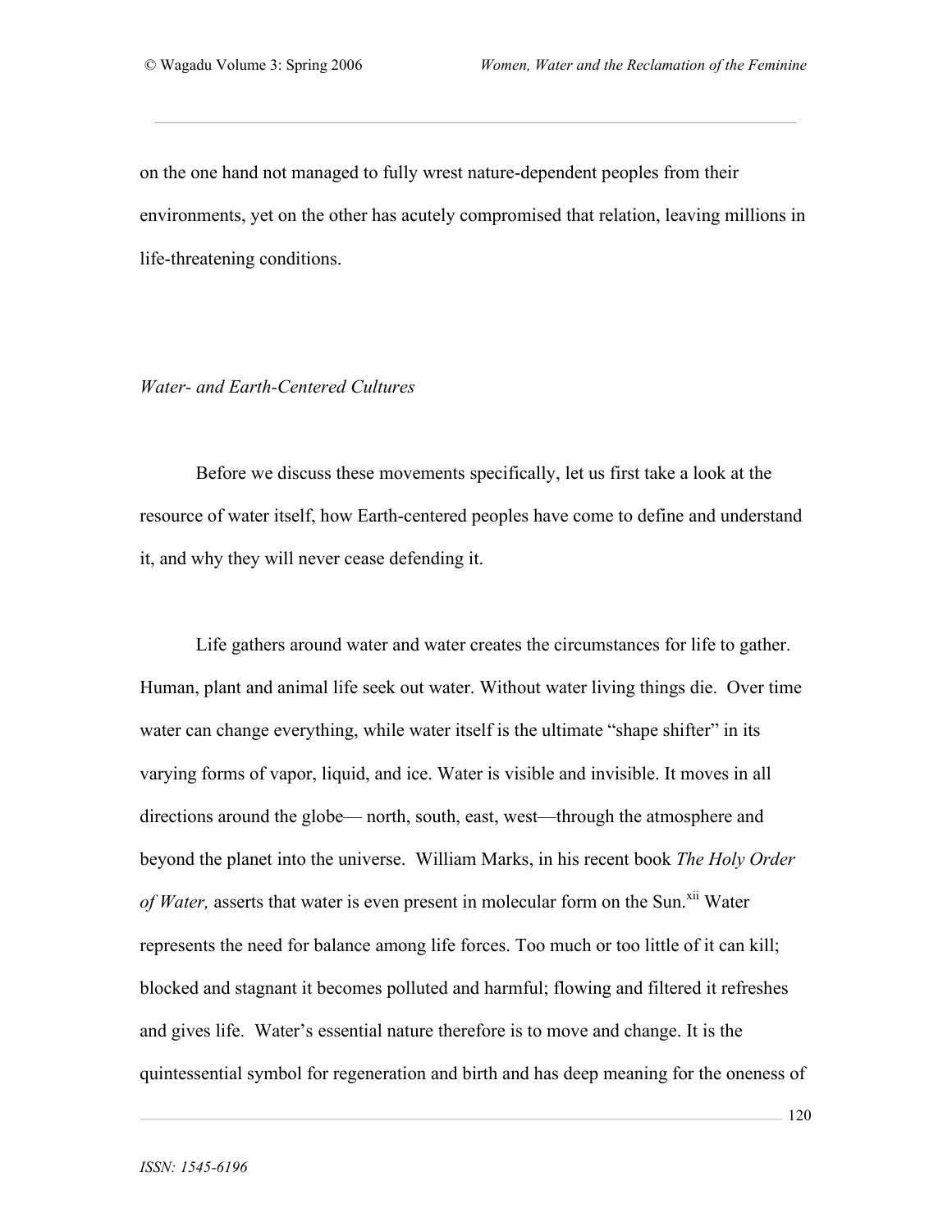on the one hand not managed to fully wrest nature-dependent peoples from their environments, yet on the other has acutely compromised that relation, leaving millions in life-threatening conditions.

*Water- and Earth-Centered Cultures*

Before we discuss these movements specifically, let us first take a look at the resource of water itself, how Earth-centered peoples have come to define and understand it, and why they will never cease defending it.

Life gathers around water and water creates the circumstances for life to gather. Human, plant and animal life seek out water. Without water living things die. Over time water can change everything, while water itself is the ultimate "shape shifter" in its varying forms of vapor, liquid, and ice. Water is visible and invisible. It moves in all directions around the globe— north, south, east, west—through the atmosphere and beyond the planet into the universe. William Marks, in his recent book *The Holy Order of Water,* asserts that water is even present in molecular form on the Sun.[xii] Water represents the need for balance among life forces. Too much or too little of it can kill; blocked and stagnant it becomes polluted and harmful; flowing and filtered it refreshes and gives life. Water's essential nature therefore is to move and change. It is the quintessential symbol for regeneration and birth and has deep meaning for the oneness of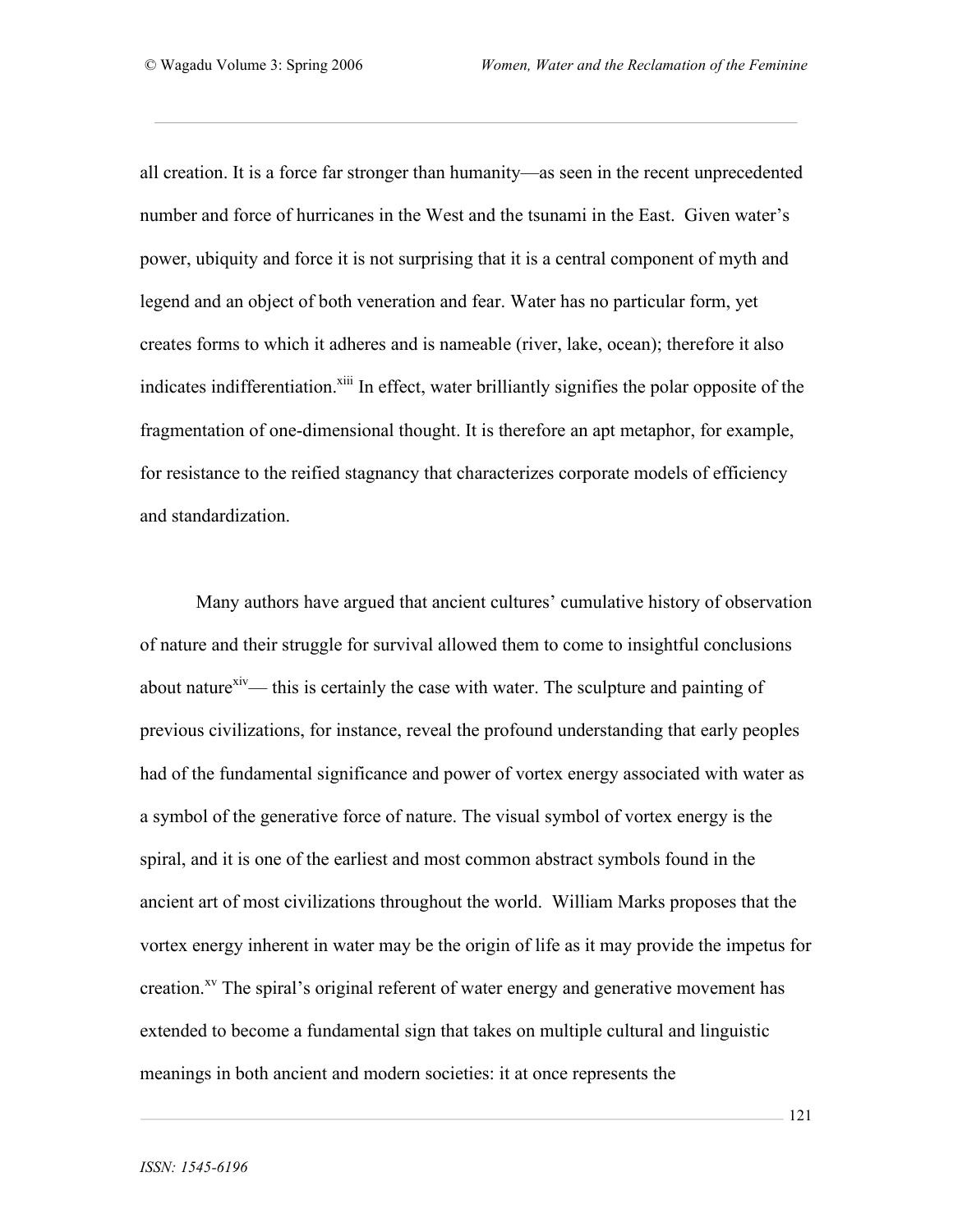all creation. It is a force far stronger than humanity—as seen in the recent unprecedented number and force of hurricanes in the West and the tsunami in the East. Given water's power, ubiquity and force it is not surprising that it is a central component of myth and legend and an object of both veneration and fear. Water has no particular form, yet creates forms to which it adheres and is nameable (river, lake, ocean); therefore it also indicates indifferentiation.[xiii] In effect, water brilliantly signifies the polar opposite of the fragmentation of one-dimensional thought. It is therefore an apt metaphor, for example, for resistance to the reified stagnancy that characterizes corporate models of efficiency and standardization.

Many authors have argued that ancient cultures' cumulative history of observation of nature and their struggle for survival allowed them to come to insightful conclusions about nature[xiv]— this is certainly the case with water. The sculpture and painting of previous civilizations, for instance, reveal the profound understanding that early peoples had of the fundamental significance and power of vortex energy associated with water as a symbol of the generative force of nature. The visual symbol of vortex energy is the spiral, and it is one of the earliest and most common abstract symbols found in the ancient art of most civilizations throughout the world. William Marks proposes that the vortex energy inherent in water may be the origin of life as it may provide the impetus for creation.[xv] The spiral's original referent of water energy and generative movement has extended to become a fundamental sign that takes on multiple cultural and linguistic meanings in both ancient and modern societies: it at once represents the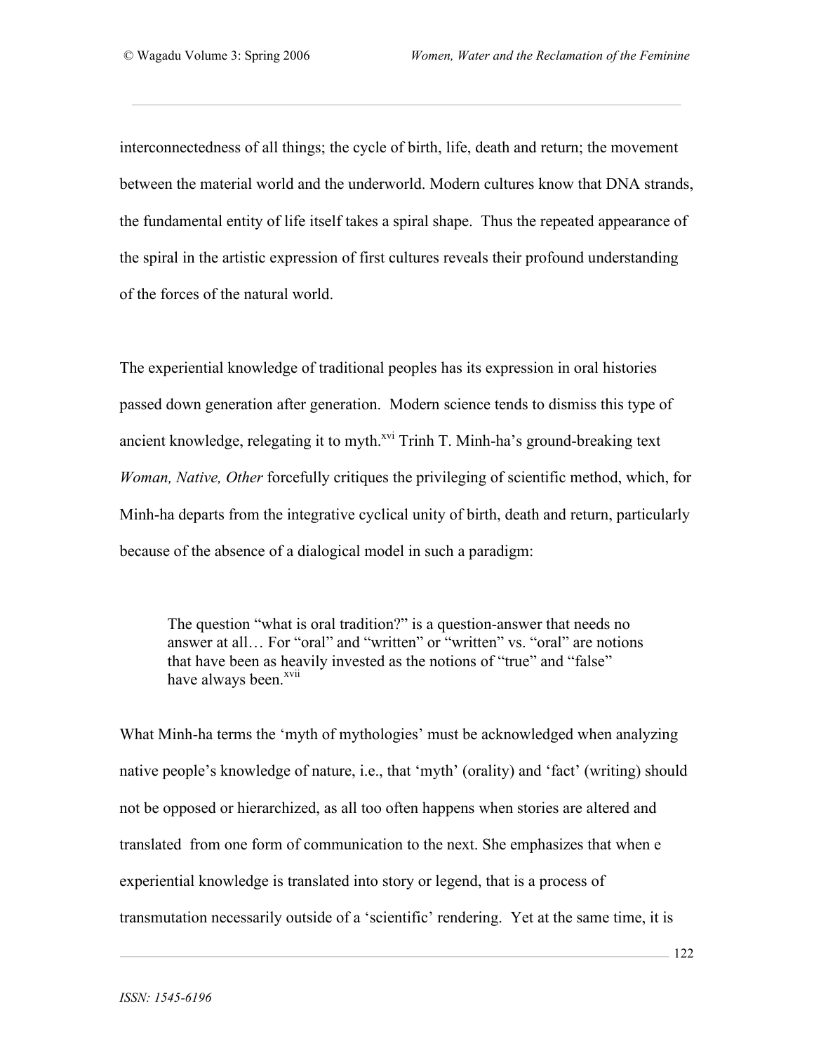interconnectedness of all things; the cycle of birth, life, death and return; the movement between the material world and the underworld. Modern cultures know that DNA strands, the fundamental entity of life itself takes a spiral shape. Thus the repeated appearance of the spiral in the artistic expression of first cultures reveals their profound understanding of the forces of the natural world.

The experiential knowledge of traditional peoples has its expression in oral histories passed down generation after generation. Modern science tends to dismiss this type of ancient knowledge, relegating it to myth.[xvi] Trinh T. Minh-ha's ground-breaking text *Woman, Native, Other* forcefully critiques the privileging of scientific method, which, for Minh-ha departs from the integrative cyclical unity of birth, death and return, particularly because of the absence of a dialogical model in such a paradigm:

> The question "what is oral tradition?" is a question-answer that needs no answer at all… For "oral" and "written" or "written" vs. "oral" are notions that have been as heavily invested as the notions of "true" and "false" have always been.[xvii]

What Minh-ha terms the 'myth of mythologies' must be acknowledged when analyzing native people's knowledge of nature, i.e., that 'myth' (orality) and 'fact' (writing) should not be opposed or hierarchized, as all too often happens when stories are altered and translated from one form of communication to the next. She emphasizes that when e experiential knowledge is translated into story or legend, that is a process of transmutation necessarily outside of a 'scientific' rendering. Yet at the same time, it is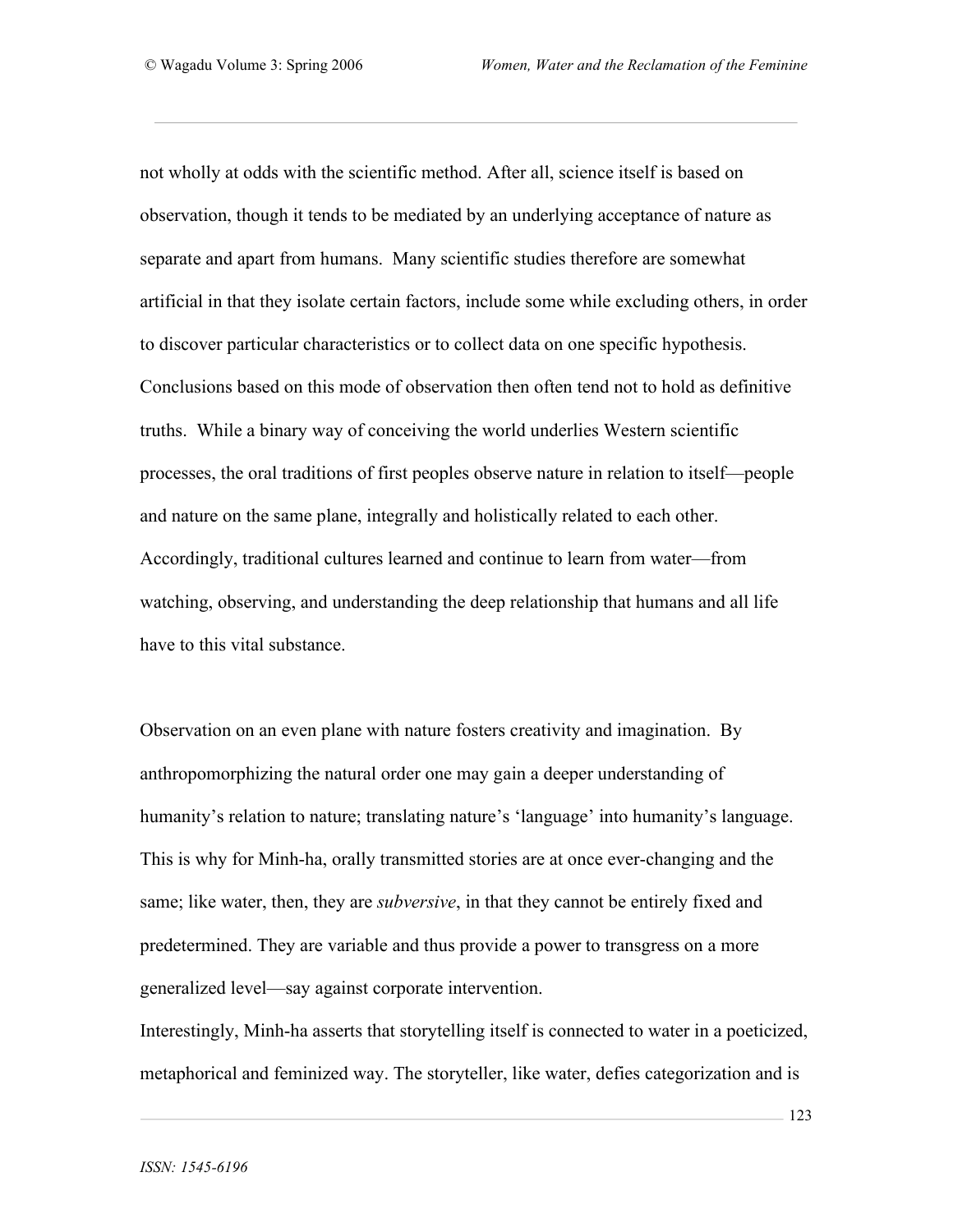not wholly at odds with the scientific method. After all, science itself is based on observation, though it tends to be mediated by an underlying acceptance of nature as separate and apart from humans. Many scientific studies therefore are somewhat artificial in that they isolate certain factors, include some while excluding others, in order to discover particular characteristics or to collect data on one specific hypothesis. Conclusions based on this mode of observation then often tend not to hold as definitive truths. While a binary way of conceiving the world underlies Western scientific processes, the oral traditions of first peoples observe nature in relation to itself—people and nature on the same plane, integrally and holistically related to each other. Accordingly, traditional cultures learned and continue to learn from water—from watching, observing, and understanding the deep relationship that humans and all life have to this vital substance.

Observation on an even plane with nature fosters creativity and imagination. By anthropomorphizing the natural order one may gain a deeper understanding of humanity's relation to nature; translating nature's 'language' into humanity's language. This is why for Minh-ha, orally transmitted stories are at once ever-changing and the same; like water, then, they are *subversive*, in that they cannot be entirely fixed and predetermined. They are variable and thus provide a power to transgress on a more generalized level—say against corporate intervention.

Interestingly, Minh-ha asserts that storytelling itself is connected to water in a poeticized, metaphorical and feminized way. The storyteller, like water, defies categorization and is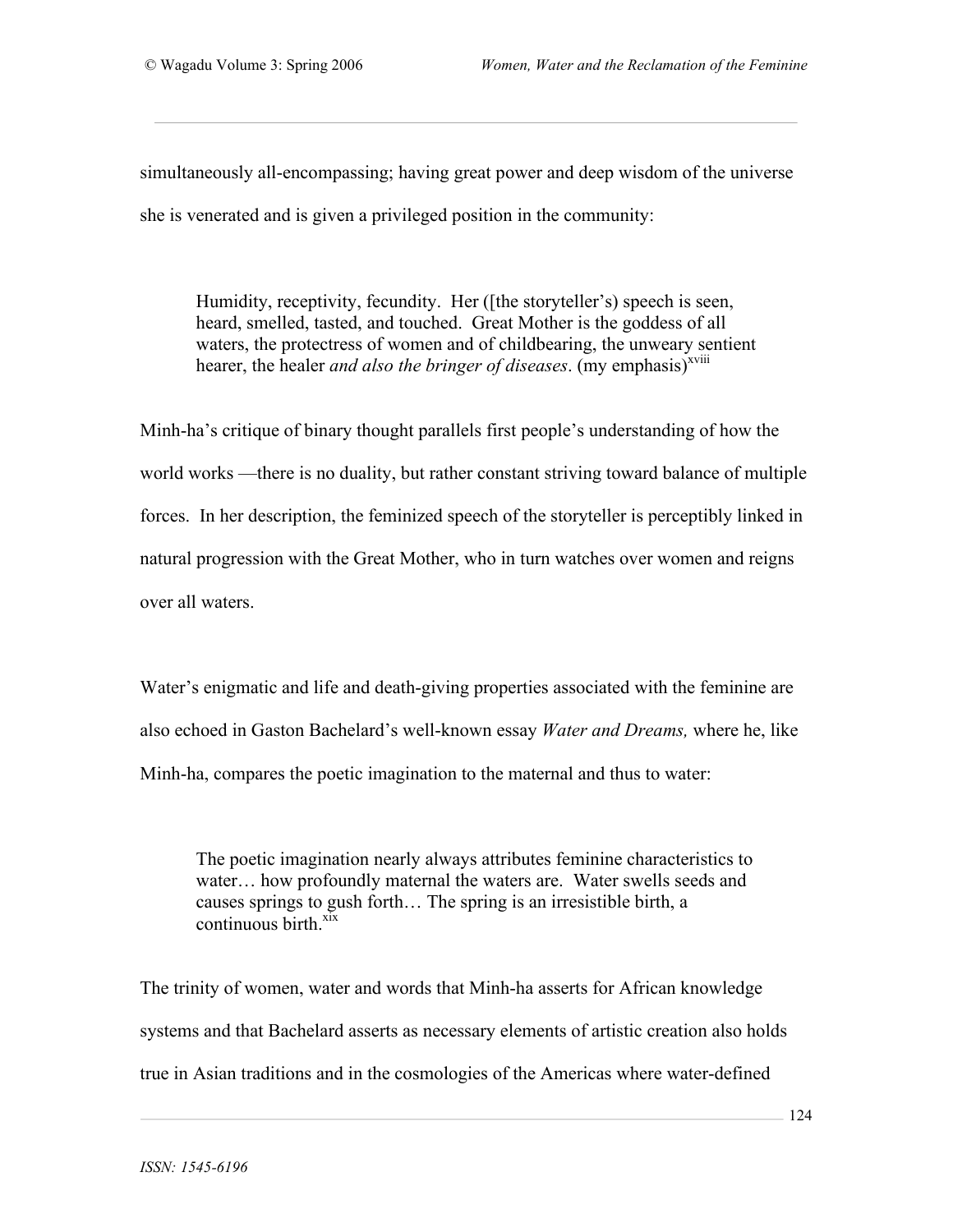simultaneously all-encompassing; having great power and deep wisdom of the universe she is venerated and is given a privileged position in the community:

> Humidity, receptivity, fecundity. Her ([the storyteller's) speech is seen, heard, smelled, tasted, and touched. Great Mother is the goddess of all waters, the protectress of women and of childbearing, the unweary sentient hearer, the healer *and also the bringer of diseases*. (my emphasis)[xviii]

Minh-ha's critique of binary thought parallels first people's understanding of how the world works —there is no duality, but rather constant striving toward balance of multiple forces. In her description, the feminized speech of the storyteller is perceptibly linked in natural progression with the Great Mother, who in turn watches over women and reigns over all waters.

Water's enigmatic and life and death-giving properties associated with the feminine are also echoed in Gaston Bachelard's well-known essay *Water and Dreams,* where he, like Minh-ha, compares the poetic imagination to the maternal and thus to water:

> The poetic imagination nearly always attributes feminine characteristics to water… how profoundly maternal the waters are. Water swells seeds and causes springs to gush forth… The spring is an irresistible birth, a continuous birth.[xix]

The trinity of women, water and words that Minh-ha asserts for African knowledge systems and that Bachelard asserts as necessary elements of artistic creation also holds true in Asian traditions and in the cosmologies of the Americas where water-defined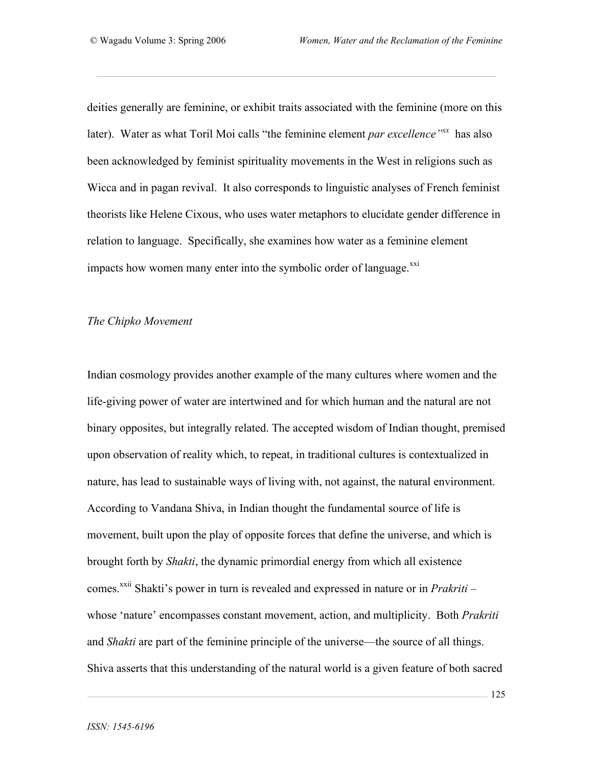deities generally are feminine, or exhibit traits associated with the feminine (more on this later). Water as what Toril Moi calls "the feminine element *par excellence*"[xx] has also been acknowledged by feminist spirituality movements in the West in religions such as Wicca and in pagan revival. It also corresponds to linguistic analyses of French feminist theorists like Helene Cixous, who uses water metaphors to elucidate gender difference in relation to language. Specifically, she examines how water as a feminine element impacts how women many enter into the symbolic order of language.[xxi]

*The Chipko Movement*

Indian cosmology provides another example of the many cultures where women and the life-giving power of water are intertwined and for which human and the natural are not binary opposites, but integrally related. The accepted wisdom of Indian thought, premised upon observation of reality which, to repeat, in traditional cultures is contextualized in nature, has lead to sustainable ways of living with, not against, the natural environment. According to Vandana Shiva, in Indian thought the fundamental source of life is movement, built upon the play of opposite forces that define the universe, and which is brought forth by *Shakti*, the dynamic primordial energy from which all existence comes.[xxii] Shakti's power in turn is revealed and expressed in nature or in *Prakriti* – whose 'nature' encompasses constant movement, action, and multiplicity. Both *Prakriti* and *Shakti* are part of the feminine principle of the universe—the source of all things. Shiva asserts that this understanding of the natural world is a given feature of both sacred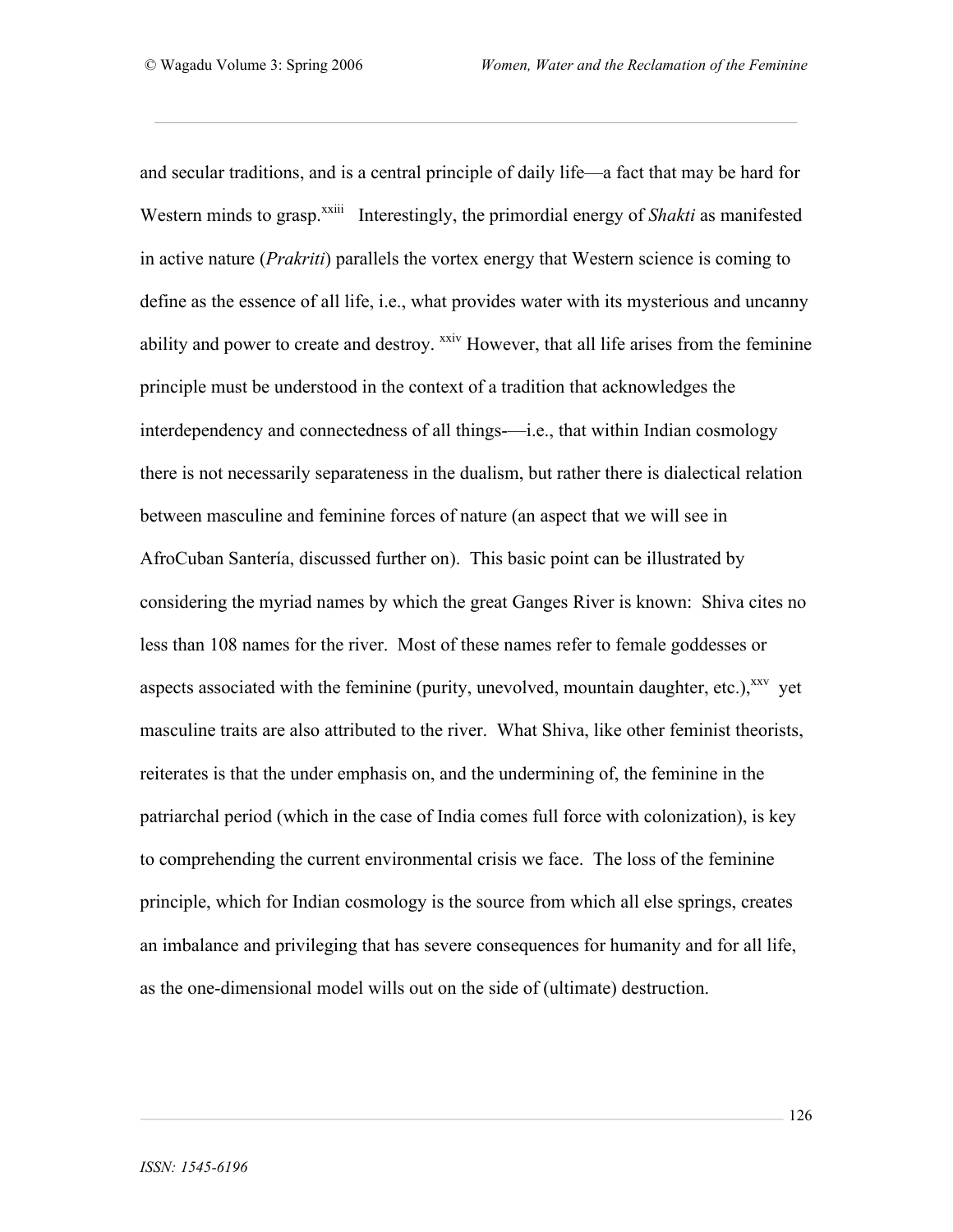and secular traditions, and is a central principle of daily life—a fact that may be hard for Western minds to grasp.[xxiii] Interestingly, the primordial energy of *Shakti* as manifested in active nature (*Prakriti*) parallels the vortex energy that Western science is coming to define as the essence of all life, i.e., what provides water with its mysterious and uncanny ability and power to create and destroy. [xxiv] However, that all life arises from the feminine principle must be understood in the context of a tradition that acknowledges the interdependency and connectedness of all things-—i.e., that within Indian cosmology there is not necessarily separateness in the dualism, but rather there is dialectical relation between masculine and feminine forces of nature (an aspect that we will see in AfroCuban Santería, discussed further on). This basic point can be illustrated by considering the myriad names by which the great Ganges River is known: Shiva cites no less than 108 names for the river. Most of these names refer to female goddesses or aspects associated with the feminine (purity, unevolved, mountain daughter, etc.),[xxv] yet masculine traits are also attributed to the river. What Shiva, like other feminist theorists, reiterates is that the under emphasis on, and the undermining of, the feminine in the patriarchal period (which in the case of India comes full force with colonization), is key to comprehending the current environmental crisis we face. The loss of the feminine principle, which for Indian cosmology is the source from which all else springs, creates an imbalance and privileging that has severe consequences for humanity and for all life, as the one-dimensional model wills out on the side of (ultimate) destruction.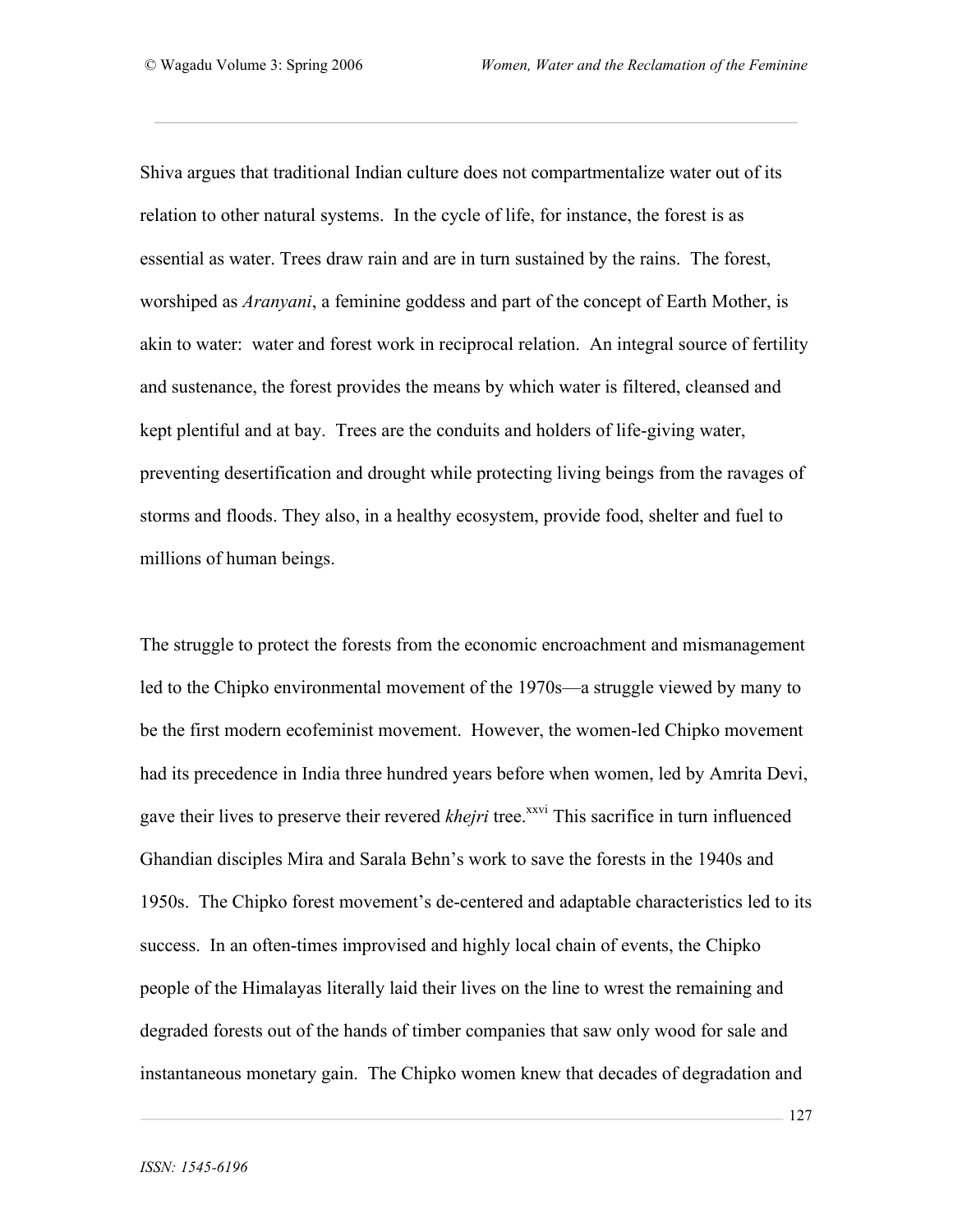Shiva argues that traditional Indian culture does not compartmentalize water out of its relation to other natural systems. In the cycle of life, for instance, the forest is as essential as water. Trees draw rain and are in turn sustained by the rains. The forest, worshiped as *Aranyani*, a feminine goddess and part of the concept of Earth Mother, is akin to water: water and forest work in reciprocal relation. An integral source of fertility and sustenance, the forest provides the means by which water is filtered, cleansed and kept plentiful and at bay. Trees are the conduits and holders of life-giving water, preventing desertification and drought while protecting living beings from the ravages of storms and floods. They also, in a healthy ecosystem, provide food, shelter and fuel to millions of human beings.

The struggle to protect the forests from the economic encroachment and mismanagement led to the Chipko environmental movement of the 1970s—a struggle viewed by many to be the first modern ecofeminist movement. However, the women-led Chipko movement had its precedence in India three hundred years before when women, led by Amrita Devi, gave their lives to preserve their revered *khejri* tree.[xxvi] This sacrifice in turn influenced Ghandian disciples Mira and Sarala Behn's work to save the forests in the 1940s and 1950s. The Chipko forest movement's de-centered and adaptable characteristics led to its success. In an often-times improvised and highly local chain of events, the Chipko people of the Himalayas literally laid their lives on the line to wrest the remaining and degraded forests out of the hands of timber companies that saw only wood for sale and instantaneous monetary gain. The Chipko women knew that decades of degradation and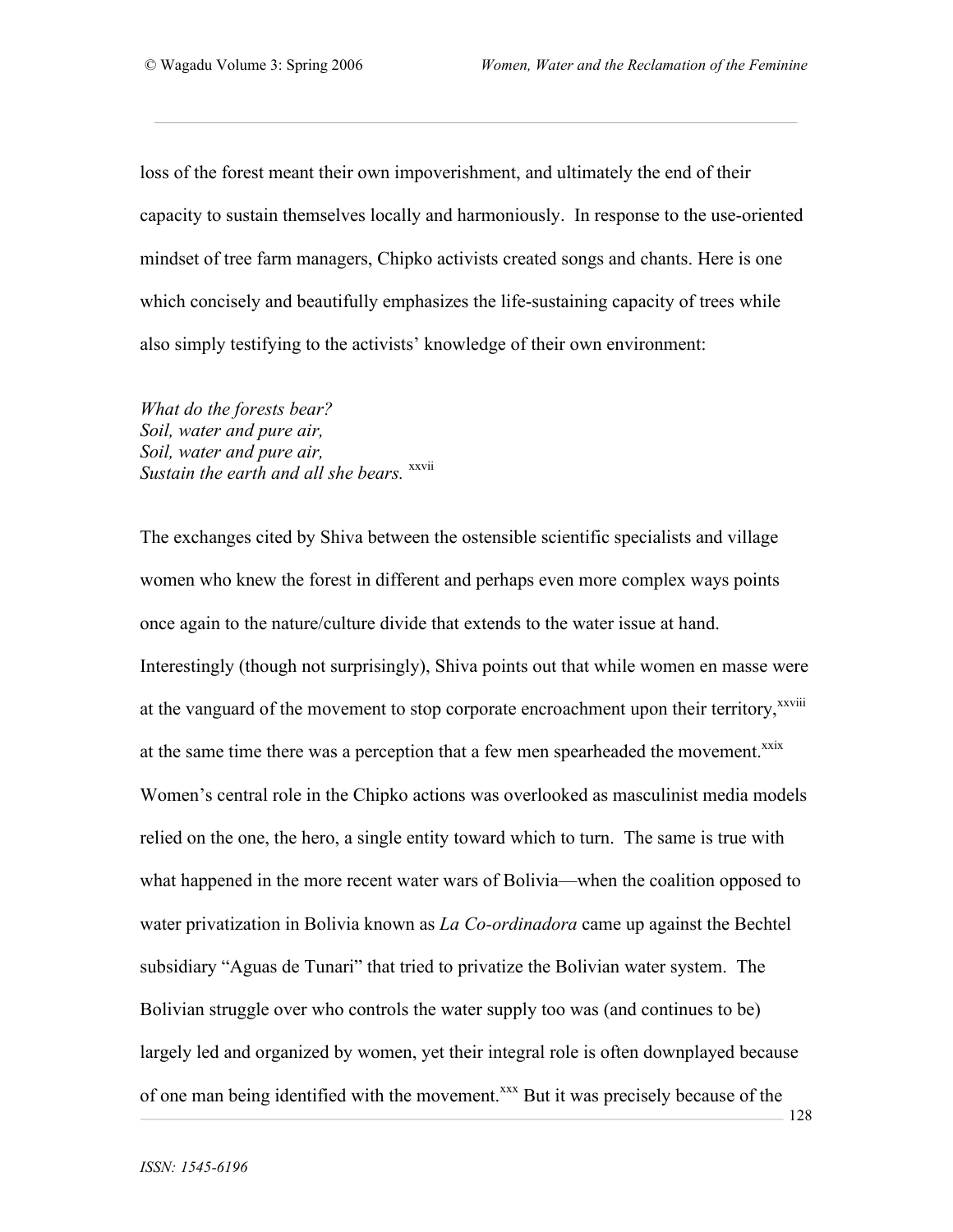loss of the forest meant their own impoverishment, and ultimately the end of their capacity to sustain themselves locally and harmoniously. In response to the use-oriented mindset of tree farm managers, Chipko activists created songs and chants. Here is one which concisely and beautifully emphasizes the life-sustaining capacity of trees while also simply testifying to the activists' knowledge of their own environment:

*What do the forests bear?*
*Soil, water and pure air,*
*Soil, water and pure air,*
*Sustain the earth and all she bears.* [xxvii]

The exchanges cited by Shiva between the ostensible scientific specialists and village women who knew the forest in different and perhaps even more complex ways points once again to the nature/culture divide that extends to the water issue at hand. Interestingly (though not surprisingly), Shiva points out that while women en masse were at the vanguard of the movement to stop corporate encroachment upon their territory,[xxviii] at the same time there was a perception that a few men spearheaded the movement.[xxix] Women's central role in the Chipko actions was overlooked as masculinist media models relied on the one, the hero, a single entity toward which to turn. The same is true with what happened in the more recent water wars of Bolivia—when the coalition opposed to water privatization in Bolivia known as *La Co-ordinadora* came up against the Bechtel subsidiary "Aguas de Tunari" that tried to privatize the Bolivian water system. The Bolivian struggle over who controls the water supply too was (and continues to be) largely led and organized by women, yet their integral role is often downplayed because of one man being identified with the movement.[xxx] But it was precisely because of the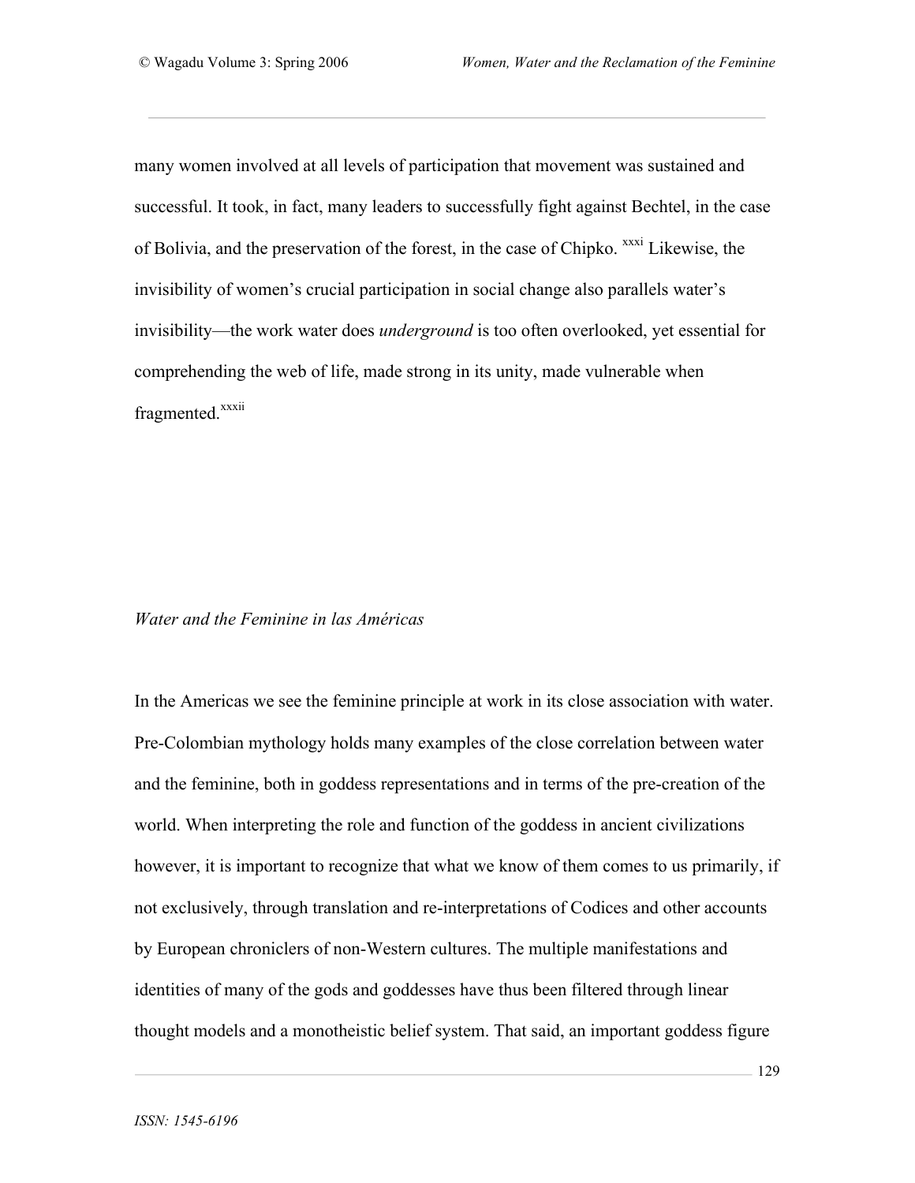many women involved at all levels of participation that movement was sustained and successful. It took, in fact, many leaders to successfully fight against Bechtel, in the case of Bolivia, and the preservation of the forest, in the case of Chipko. [xxxi] Likewise, the invisibility of women's crucial participation in social change also parallels water's invisibility—the work water does *underground* is too often overlooked, yet essential for comprehending the web of life, made strong in its unity, made vulnerable when fragmented.[xxxii]

*Water and the Feminine in las Américas*

In the Americas we see the feminine principle at work in its close association with water. Pre-Colombian mythology holds many examples of the close correlation between water and the feminine, both in goddess representations and in terms of the pre-creation of the world. When interpreting the role and function of the goddess in ancient civilizations however, it is important to recognize that what we know of them comes to us primarily, if not exclusively, through translation and re-interpretations of Codices and other accounts by European chroniclers of non-Western cultures. The multiple manifestations and identities of many of the gods and goddesses have thus been filtered through linear thought models and a monotheistic belief system. That said, an important goddess figure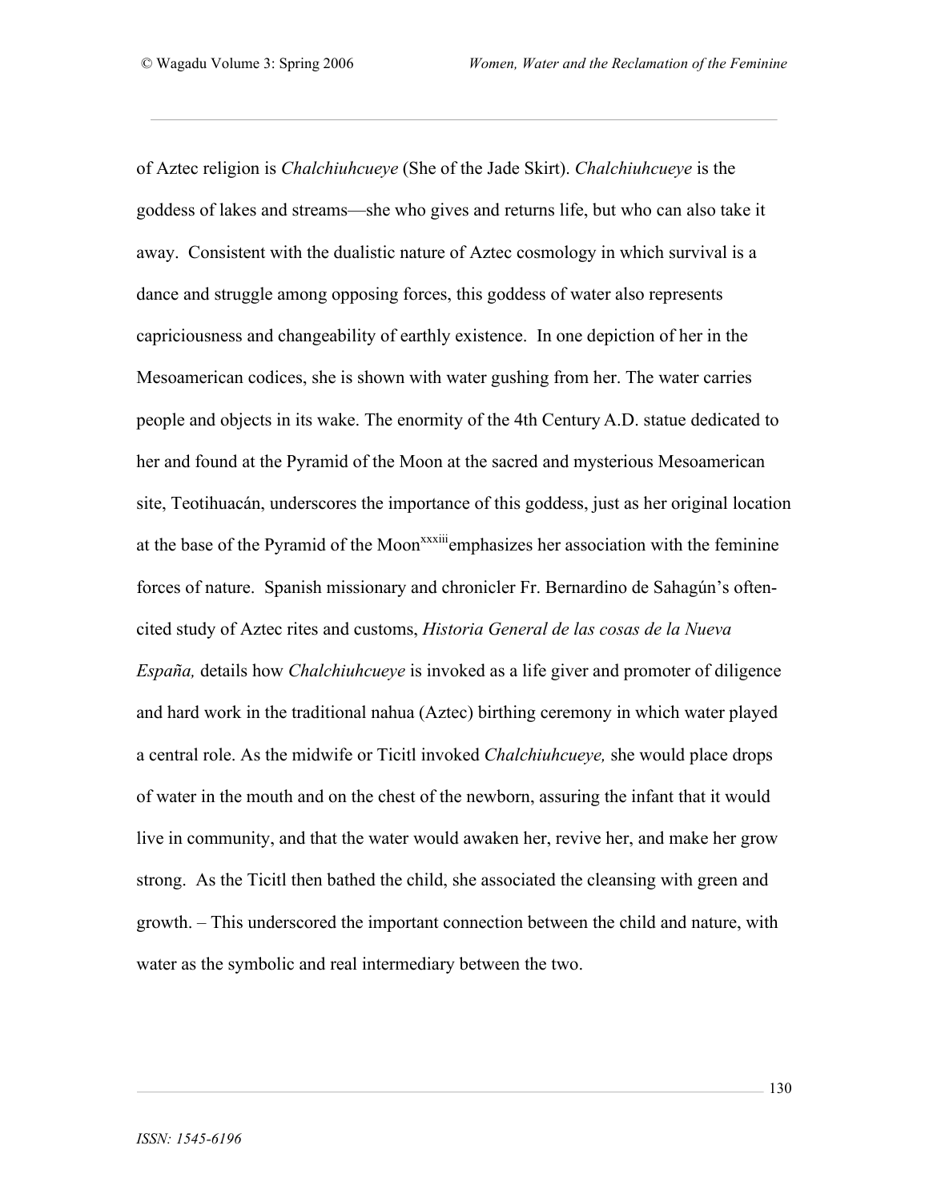of Aztec religion is *Chalchiuhcueye* (She of the Jade Skirt). *Chalchiuhcueye* is the goddess of lakes and streams—she who gives and returns life, but who can also take it away. Consistent with the dualistic nature of Aztec cosmology in which survival is a dance and struggle among opposing forces, this goddess of water also represents capriciousness and changeability of earthly existence. In one depiction of her in the Mesoamerican codices, she is shown with water gushing from her. The water carries people and objects in its wake. The enormity of the 4th Century A.D. statue dedicated to her and found at the Pyramid of the Moon at the sacred and mysterious Mesoamerican site, Teotihuacán, underscores the importance of this goddess, just as her original location at the base of the Pyramid of the Moon[xxxiii] emphasizes her association with the feminine forces of nature. Spanish missionary and chronicler Fr. Bernardino de Sahagún's often-cited study of Aztec rites and customs, *Historia General de las cosas de la Nueva España,* details how *Chalchiuhcueye* is invoked as a life giver and promoter of diligence and hard work in the traditional nahua (Aztec) birthing ceremony in which water played a central role. As the midwife or Ticitl invoked *Chalchiuhcueye,* she would place drops of water in the mouth and on the chest of the newborn, assuring the infant that it would live in community, and that the water would awaken her, revive her, and make her grow strong. As the Ticitl then bathed the child, she associated the cleansing with green and growth. – This underscored the important connection between the child and nature, with water as the symbolic and real intermediary between the two.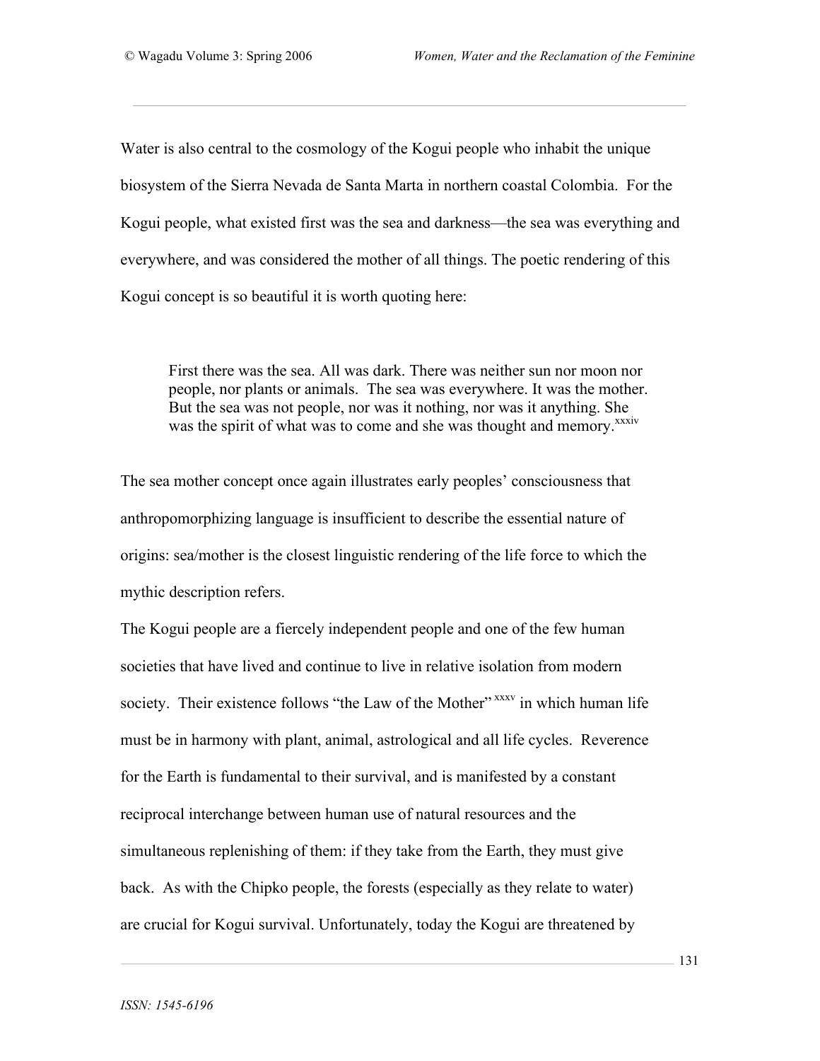Water is also central to the cosmology of the Kogui people who inhabit the unique biosystem of the Sierra Nevada de Santa Marta in northern coastal Colombia. For the Kogui people, what existed first was the sea and darkness—the sea was everything and everywhere, and was considered the mother of all things. The poetic rendering of this Kogui concept is so beautiful it is worth quoting here:

> First there was the sea. All was dark. There was neither sun nor moon nor people, nor plants or animals. The sea was everywhere. It was the mother. But the sea was not people, nor was it nothing, nor was it anything. She was the spirit of what was to come and she was thought and memory.[xxxiv]

The sea mother concept once again illustrates early peoples' consciousness that anthropomorphizing language is insufficient to describe the essential nature of origins: sea/mother is the closest linguistic rendering of the life force to which the mythic description refers.

The Kogui people are a fiercely independent people and one of the few human societies that have lived and continue to live in relative isolation from modern society. Their existence follows "the Law of the Mother"[xxxv] in which human life must be in harmony with plant, animal, astrological and all life cycles. Reverence for the Earth is fundamental to their survival, and is manifested by a constant reciprocal interchange between human use of natural resources and the simultaneous replenishing of them: if they take from the Earth, they must give back. As with the Chipko people, the forests (especially as they relate to water) are crucial for Kogui survival. Unfortunately, today the Kogui are threatened by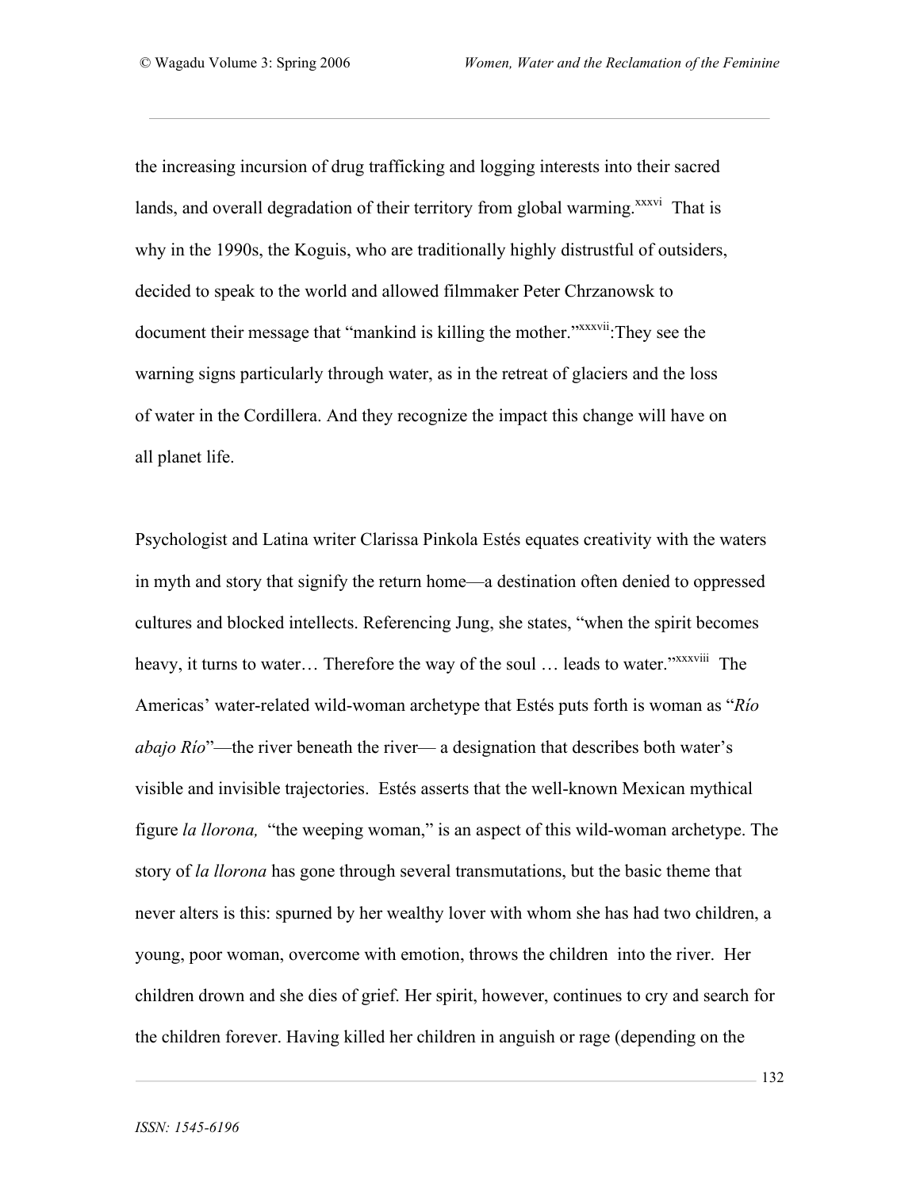the increasing incursion of drug trafficking and logging interests into their sacred lands, and overall degradation of their territory from global warming.[xxxvi] That is why in the 1990s, the Koguis, who are traditionally highly distrustful of outsiders, decided to speak to the world and allowed filmmaker Peter Chrzanowsk to document their message that "mankind is killing the mother."[xxxvii]:They see the warning signs particularly through water, as in the retreat of glaciers and the loss of water in the Cordillera. And they recognize the impact this change will have on all planet life.

Psychologist and Latina writer Clarissa Pinkola Estés equates creativity with the waters in myth and story that signify the return home—a destination often denied to oppressed cultures and blocked intellects. Referencing Jung, she states, "when the spirit becomes heavy, it turns to water… Therefore the way of the soul … leads to water."[xxxviii] The Americas' water-related wild-woman archetype that Estés puts forth is woman as "*Río abajo Río*"—the river beneath the river— a designation that describes both water's visible and invisible trajectories. Estés asserts that the well-known Mexican mythical figure *la llorona,* "the weeping woman," is an aspect of this wild-woman archetype. The story of *la llorona* has gone through several transmutations, but the basic theme that never alters is this: spurned by her wealthy lover with whom she has had two children, a young, poor woman, overcome with emotion, throws the children into the river. Her children drown and she dies of grief. Her spirit, however, continues to cry and search for the children forever. Having killed her children in anguish or rage (depending on the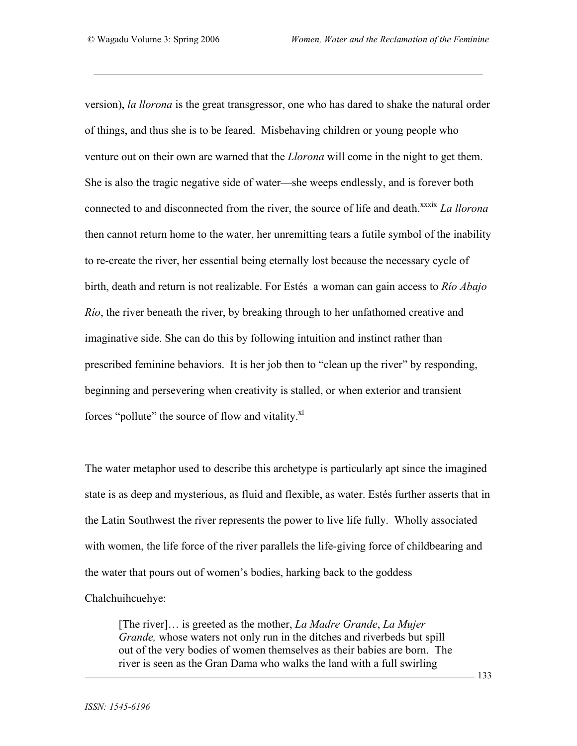version), *la llorona* is the great transgressor, one who has dared to shake the natural order of things, and thus she is to be feared. Misbehaving children or young people who venture out on their own are warned that the *Llorona* will come in the night to get them. She is also the tragic negative side of water—she weeps endlessly, and is forever both connected to and disconnected from the river, the source of life and death.[xxxix] *La llorona* then cannot return home to the water, her unremitting tears a futile symbol of the inability to re-create the river, her essential being eternally lost because the necessary cycle of birth, death and return is not realizable. For Estés a woman can gain access to *Río Abajo Río*, the river beneath the river, by breaking through to her unfathomed creative and imaginative side. She can do this by following intuition and instinct rather than prescribed feminine behaviors. It is her job then to "clean up the river" by responding, beginning and persevering when creativity is stalled, or when exterior and transient forces "pollute" the source of flow and vitality.[xl]

The water metaphor used to describe this archetype is particularly apt since the imagined state is as deep and mysterious, as fluid and flexible, as water. Estés further asserts that in the Latin Southwest the river represents the power to live life fully. Wholly associated with women, the life force of the river parallels the life-giving force of childbearing and the water that pours out of women's bodies, harking back to the goddess Chalchuihcuehye:

> [The river]… is greeted as the mother, *La Madre Grande*, *La Mujer Grande,* whose waters not only run in the ditches and riverbeds but spill out of the very bodies of women themselves as their babies are born. The river is seen as the Gran Dama who walks the land with a full swirling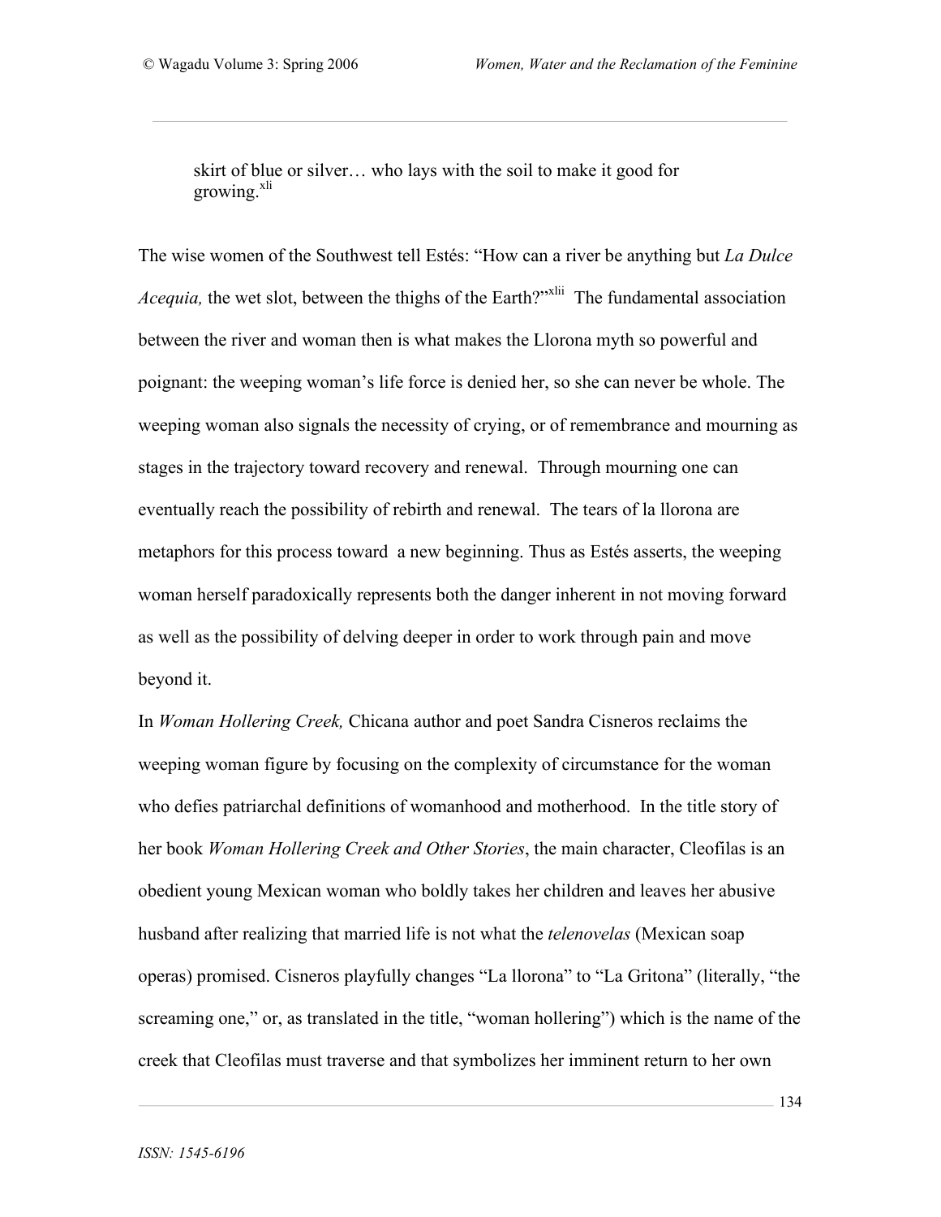> skirt of blue or silver… who lays with the soil to make it good for growing.[xli]

The wise women of the Southwest tell Estés: "How can a river be anything but *La Dulce Acequia,* the wet slot, between the thighs of the Earth?"[xlii] The fundamental association between the river and woman then is what makes the Llorona myth so powerful and poignant: the weeping woman's life force is denied her, so she can never be whole. The weeping woman also signals the necessity of crying, or of remembrance and mourning as stages in the trajectory toward recovery and renewal. Through mourning one can eventually reach the possibility of rebirth and renewal. The tears of la llorona are metaphors for this process toward a new beginning. Thus as Estés asserts, the weeping woman herself paradoxically represents both the danger inherent in not moving forward as well as the possibility of delving deeper in order to work through pain and move beyond it.

In *Woman Hollering Creek,* Chicana author and poet Sandra Cisneros reclaims the weeping woman figure by focusing on the complexity of circumstance for the woman who defies patriarchal definitions of womanhood and motherhood. In the title story of her book *Woman Hollering Creek and Other Stories*, the main character, Cleofilas is an obedient young Mexican woman who boldly takes her children and leaves her abusive husband after realizing that married life is not what the *telenovelas* (Mexican soap operas) promised. Cisneros playfully changes "La llorona" to "La Gritona" (literally, "the screaming one," or, as translated in the title, "woman hollering") which is the name of the creek that Cleofilas must traverse and that symbolizes her imminent return to her own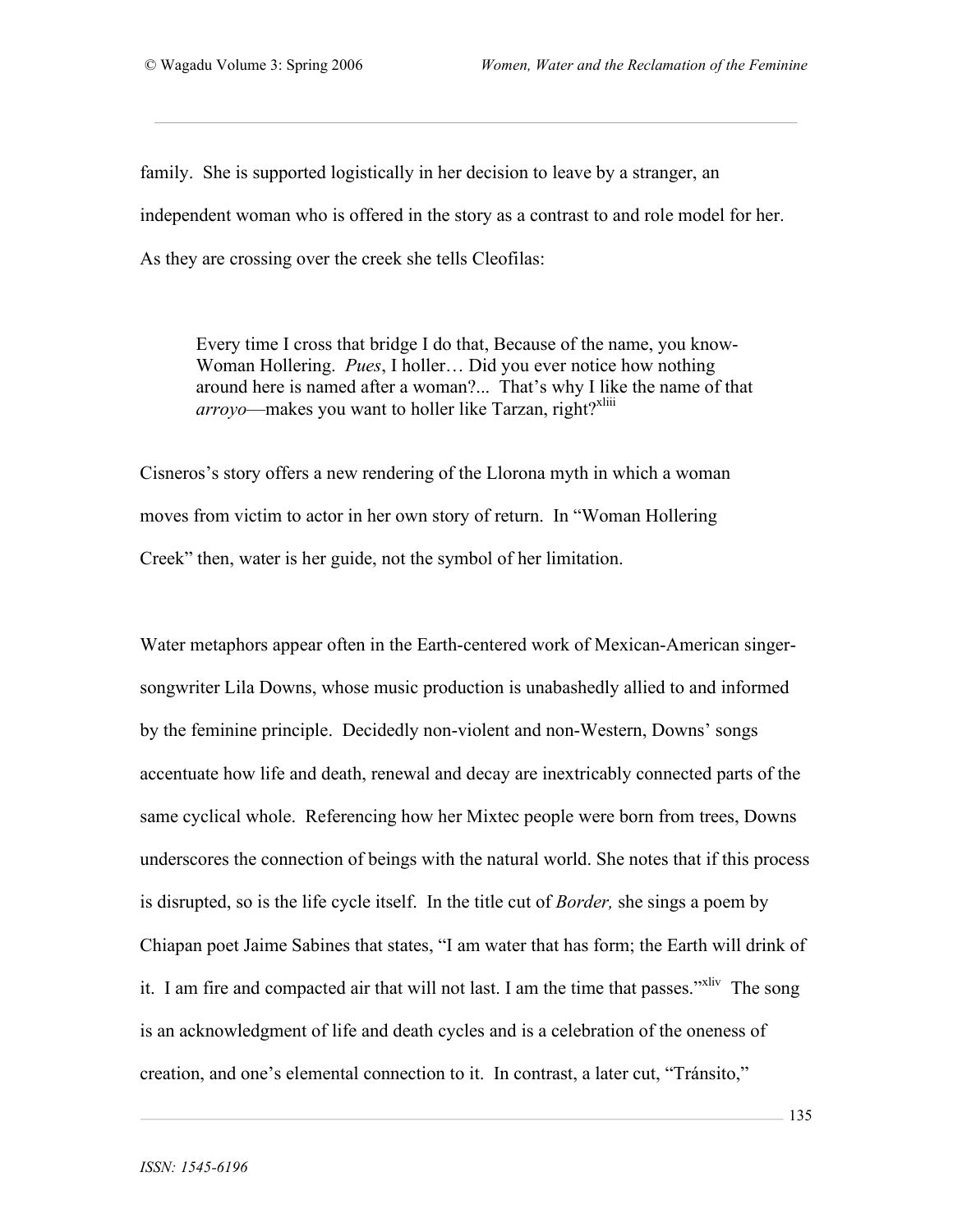family. She is supported logistically in her decision to leave by a stranger, an independent woman who is offered in the story as a contrast to and role model for her. As they are crossing over the creek she tells Cleofilas:

> Every time I cross that bridge I do that, Because of the name, you know-Woman Hollering. *Pues*, I holler… Did you ever notice how nothing around here is named after a woman?... That's why I like the name of that *arroyo*—makes you want to holler like Tarzan, right?[xliii]

Cisneros's story offers a new rendering of the Llorona myth in which a woman moves from victim to actor in her own story of return. In "Woman Hollering Creek" then, water is her guide, not the symbol of her limitation.

Water metaphors appear often in the Earth-centered work of Mexican-American singer-songwriter Lila Downs, whose music production is unabashedly allied to and informed by the feminine principle. Decidedly non-violent and non-Western, Downs' songs accentuate how life and death, renewal and decay are inextricably connected parts of the same cyclical whole. Referencing how her Mixtec people were born from trees, Downs underscores the connection of beings with the natural world. She notes that if this process is disrupted, so is the life cycle itself. In the title cut of *Border,* she sings a poem by Chiapan poet Jaime Sabines that states, "I am water that has form; the Earth will drink of it. I am fire and compacted air that will not last. I am the time that passes."[xliv] The song is an acknowledgment of life and death cycles and is a celebration of the oneness of creation, and one's elemental connection to it. In contrast, a later cut, "Tránsito,"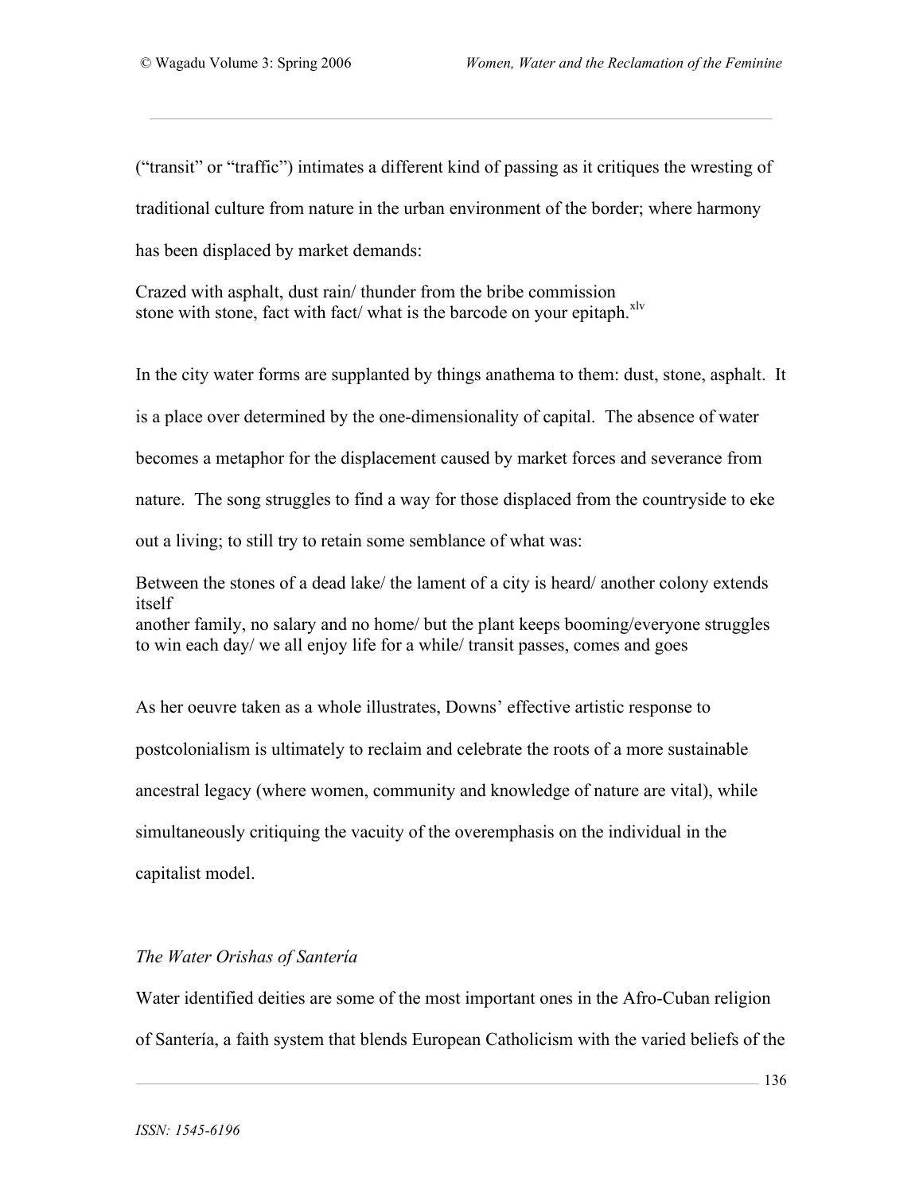("transit" or "traffic") intimates a different kind of passing as it critiques the wresting of traditional culture from nature in the urban environment of the border; where harmony has been displaced by market demands:

Crazed with asphalt, dust rain/ thunder from the bribe commission
stone with stone, fact with fact/ what is the barcode on your epitaph.[xlv]

In the city water forms are supplanted by things anathema to them: dust, stone, asphalt. It is a place over determined by the one-dimensionality of capital. The absence of water becomes a metaphor for the displacement caused by market forces and severance from nature. The song struggles to find a way for those displaced from the countryside to eke out a living; to still try to retain some semblance of what was:

Between the stones of a dead lake/ the lament of a city is heard/ another colony extends itself
another family, no salary and no home/ but the plant keeps booming/everyone struggles to win each day/ we all enjoy life for a while/ transit passes, comes and goes

As her oeuvre taken as a whole illustrates, Downs' effective artistic response to postcolonialism is ultimately to reclaim and celebrate the roots of a more sustainable ancestral legacy (where women, community and knowledge of nature are vital), while simultaneously critiquing the vacuity of the overemphasis on the individual in the capitalist model.

*The Water Orishas of Santería*

Water identified deities are some of the most important ones in the Afro-Cuban religion of Santería, a faith system that blends European Catholicism with the varied beliefs of the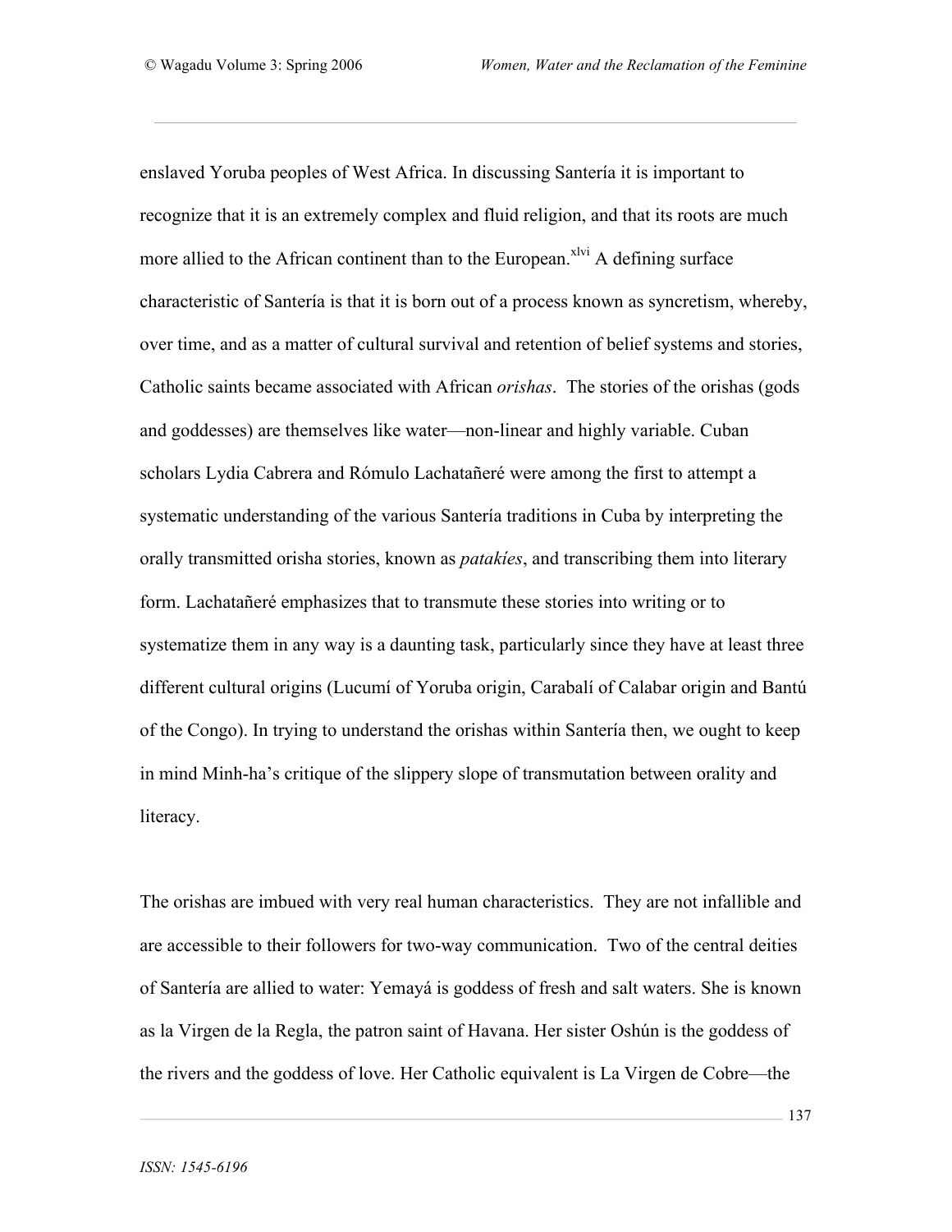enslaved Yoruba peoples of West Africa. In discussing Santería it is important to recognize that it is an extremely complex and fluid religion, and that its roots are much more allied to the African continent than to the European.[xlvi] A defining surface characteristic of Santería is that it is born out of a process known as syncretism, whereby, over time, and as a matter of cultural survival and retention of belief systems and stories, Catholic saints became associated with African *orishas*. The stories of the orishas (gods and goddesses) are themselves like water—non-linear and highly variable. Cuban scholars Lydia Cabrera and Rómulo Lachatañeré were among the first to attempt a systematic understanding of the various Santería traditions in Cuba by interpreting the orally transmitted orisha stories, known as *patakíes*, and transcribing them into literary form. Lachatañeré emphasizes that to transmute these stories into writing or to systematize them in any way is a daunting task, particularly since they have at least three different cultural origins (Lucumí of Yoruba origin, Carabalí of Calabar origin and Bantú of the Congo). In trying to understand the orishas within Santería then, we ought to keep in mind Minh-ha's critique of the slippery slope of transmutation between orality and literacy.

The orishas are imbued with very real human characteristics. They are not infallible and are accessible to their followers for two-way communication. Two of the central deities of Santería are allied to water: Yemayá is goddess of fresh and salt waters. She is known as la Virgen de la Regla, the patron saint of Havana. Her sister Oshún is the goddess of the rivers and the goddess of love. Her Catholic equivalent is La Virgen de Cobre—the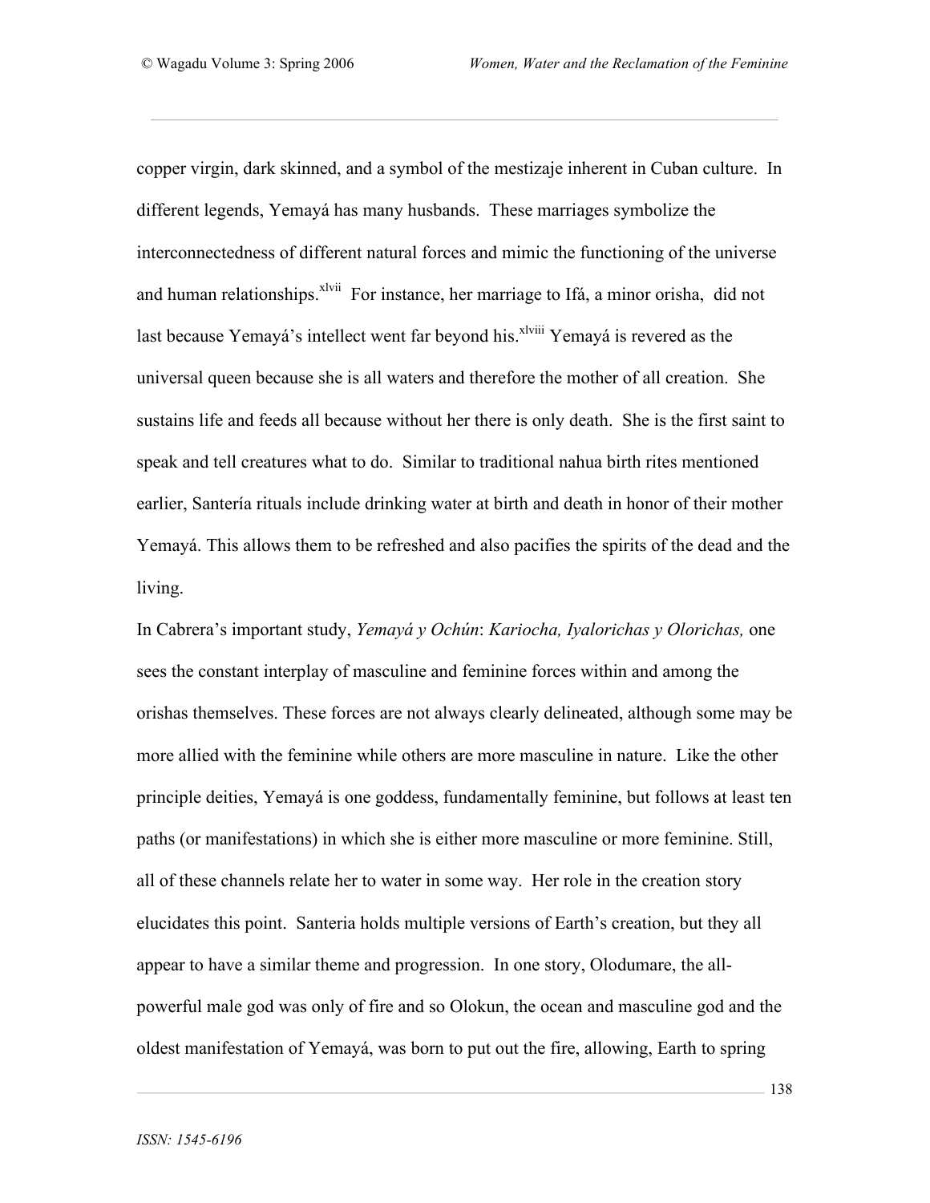copper virgin, dark skinned, and a symbol of the mestizaje inherent in Cuban culture. In different legends, Yemayá has many husbands. These marriages symbolize the interconnectedness of different natural forces and mimic the functioning of the universe and human relationships.[xlvii] For instance, her marriage to Ifá, a minor orisha, did not last because Yemayá's intellect went far beyond his.[xlviii] Yemayá is revered as the universal queen because she is all waters and therefore the mother of all creation. She sustains life and feeds all because without her there is only death. She is the first saint to speak and tell creatures what to do. Similar to traditional nahua birth rites mentioned earlier, Santería rituals include drinking water at birth and death in honor of their mother Yemayá. This allows them to be refreshed and also pacifies the spirits of the dead and the living.

In Cabrera's important study, *Yemayá y Ochún*: *Kariocha, Iyalorichas y Olorichas,* one sees the constant interplay of masculine and feminine forces within and among the orishas themselves. These forces are not always clearly delineated, although some may be more allied with the feminine while others are more masculine in nature. Like the other principle deities, Yemayá is one goddess, fundamentally feminine, but follows at least ten paths (or manifestations) in which she is either more masculine or more feminine. Still, all of these channels relate her to water in some way. Her role in the creation story elucidates this point. Santeria holds multiple versions of Earth's creation, but they all appear to have a similar theme and progression. In one story, Olodumare, the all-powerful male god was only of fire and so Olokun, the ocean and masculine god and the oldest manifestation of Yemayá, was born to put out the fire, allowing, Earth to spring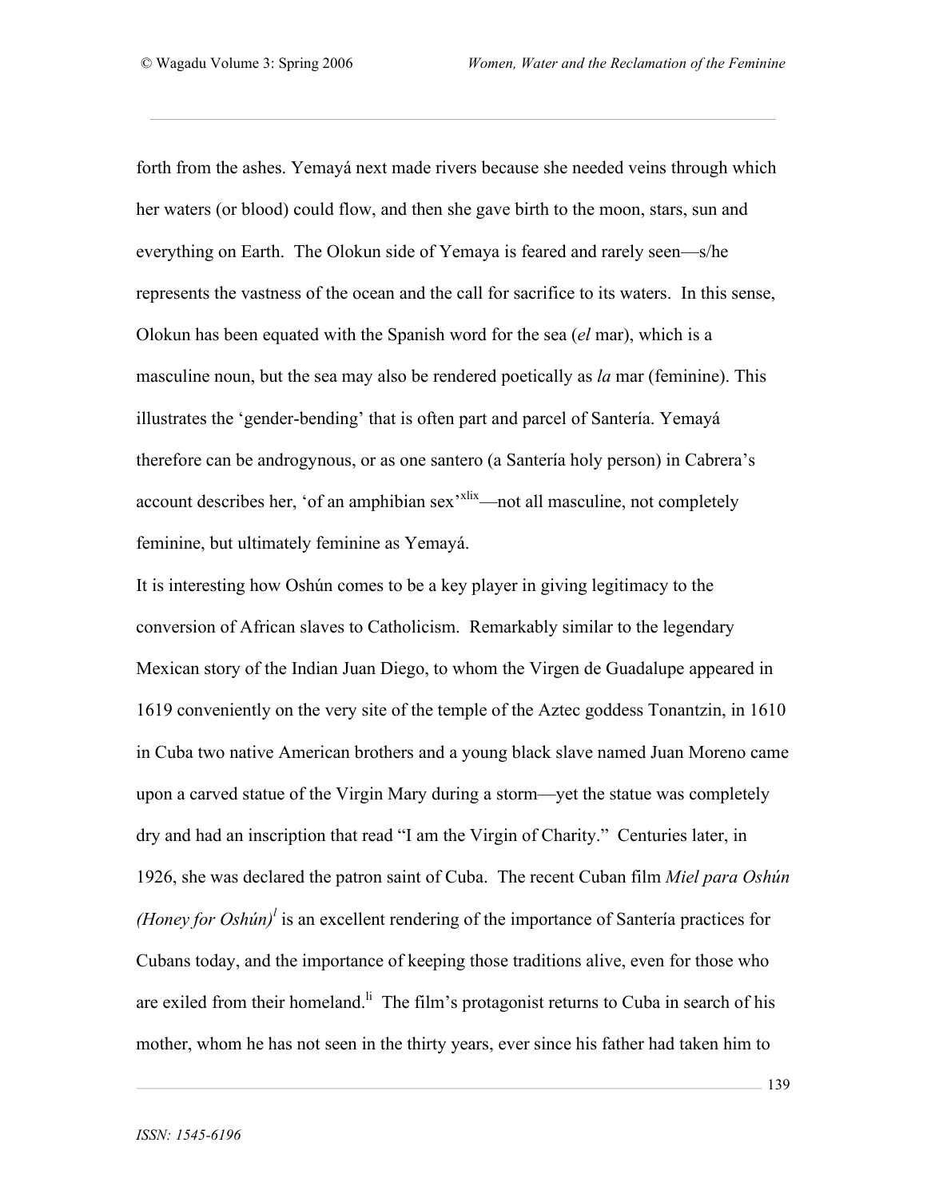forth from the ashes. Yemayá next made rivers because she needed veins through which her waters (or blood) could flow, and then she gave birth to the moon, stars, sun and everything on Earth. The Olokun side of Yemaya is feared and rarely seen—s/he represents the vastness of the ocean and the call for sacrifice to its waters. In this sense, Olokun has been equated with the Spanish word for the sea (*el* mar), which is a masculine noun, but the sea may also be rendered poetically as *la* mar (feminine). This illustrates the 'gender-bending' that is often part and parcel of Santería. Yemayá therefore can be androgynous, or as one santero (a Santería holy person) in Cabrera's account describes her, 'of an amphibian sex'[xlix]—not all masculine, not completely feminine, but ultimately feminine as Yemayá.

It is interesting how Oshún comes to be a key player in giving legitimacy to the conversion of African slaves to Catholicism. Remarkably similar to the legendary Mexican story of the Indian Juan Diego, to whom the Virgen de Guadalupe appeared in 1619 conveniently on the very site of the temple of the Aztec goddess Tonantzin, in 1610 in Cuba two native American brothers and a young black slave named Juan Moreno came upon a carved statue of the Virgin Mary during a storm—yet the statue was completely dry and had an inscription that read "I am the Virgin of Charity." Centuries later, in 1926, she was declared the patron saint of Cuba. The recent Cuban film *Miel para Oshún (Honey for Oshún)*[l] is an excellent rendering of the importance of Santería practices for Cubans today, and the importance of keeping those traditions alive, even for those who are exiled from their homeland.[li] The film's protagonist returns to Cuba in search of his mother, whom he has not seen in the thirty years, ever since his father had taken him to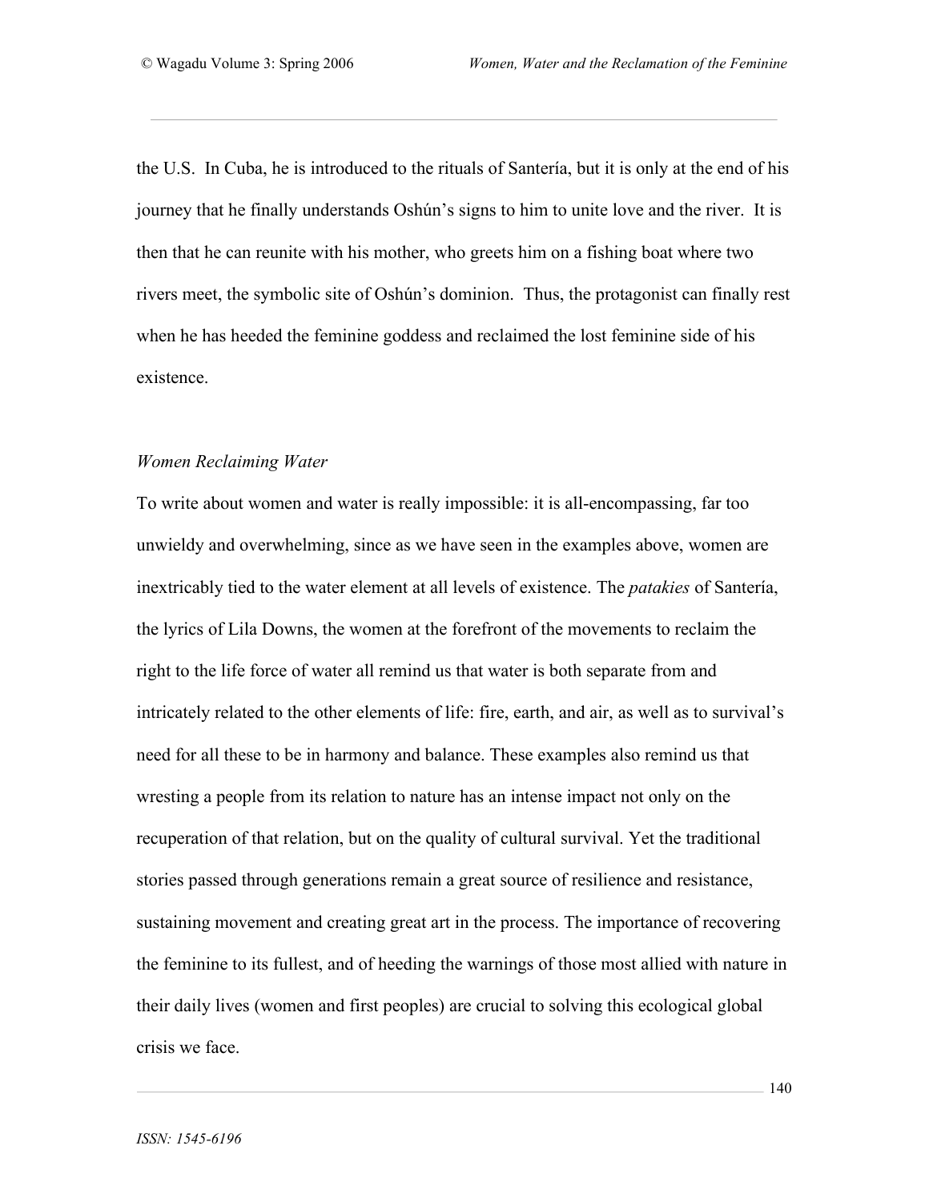the U.S. In Cuba, he is introduced to the rituals of Santería, but it is only at the end of his journey that he finally understands Oshún's signs to him to unite love and the river. It is then that he can reunite with his mother, who greets him on a fishing boat where two rivers meet, the symbolic site of Oshún's dominion. Thus, the protagonist can finally rest when he has heeded the feminine goddess and reclaimed the lost feminine side of his existence.

### *Women Reclaiming Water*

To write about women and water is really impossible: it is all-encompassing, far too unwieldy and overwhelming, since as we have seen in the examples above, women are inextricably tied to the water element at all levels of existence. The *patakies* of Santería, the lyrics of Lila Downs, the women at the forefront of the movements to reclaim the right to the life force of water all remind us that water is both separate from and intricately related to the other elements of life: fire, earth, and air, as well as to survival's need for all these to be in harmony and balance. These examples also remind us that wresting a people from its relation to nature has an intense impact not only on the recuperation of that relation, but on the quality of cultural survival. Yet the traditional stories passed through generations remain a great source of resilience and resistance, sustaining movement and creating great art in the process. The importance of recovering the feminine to its fullest, and of heeding the warnings of those most allied with nature in their daily lives (women and first peoples) are crucial to solving this ecological global crisis we face.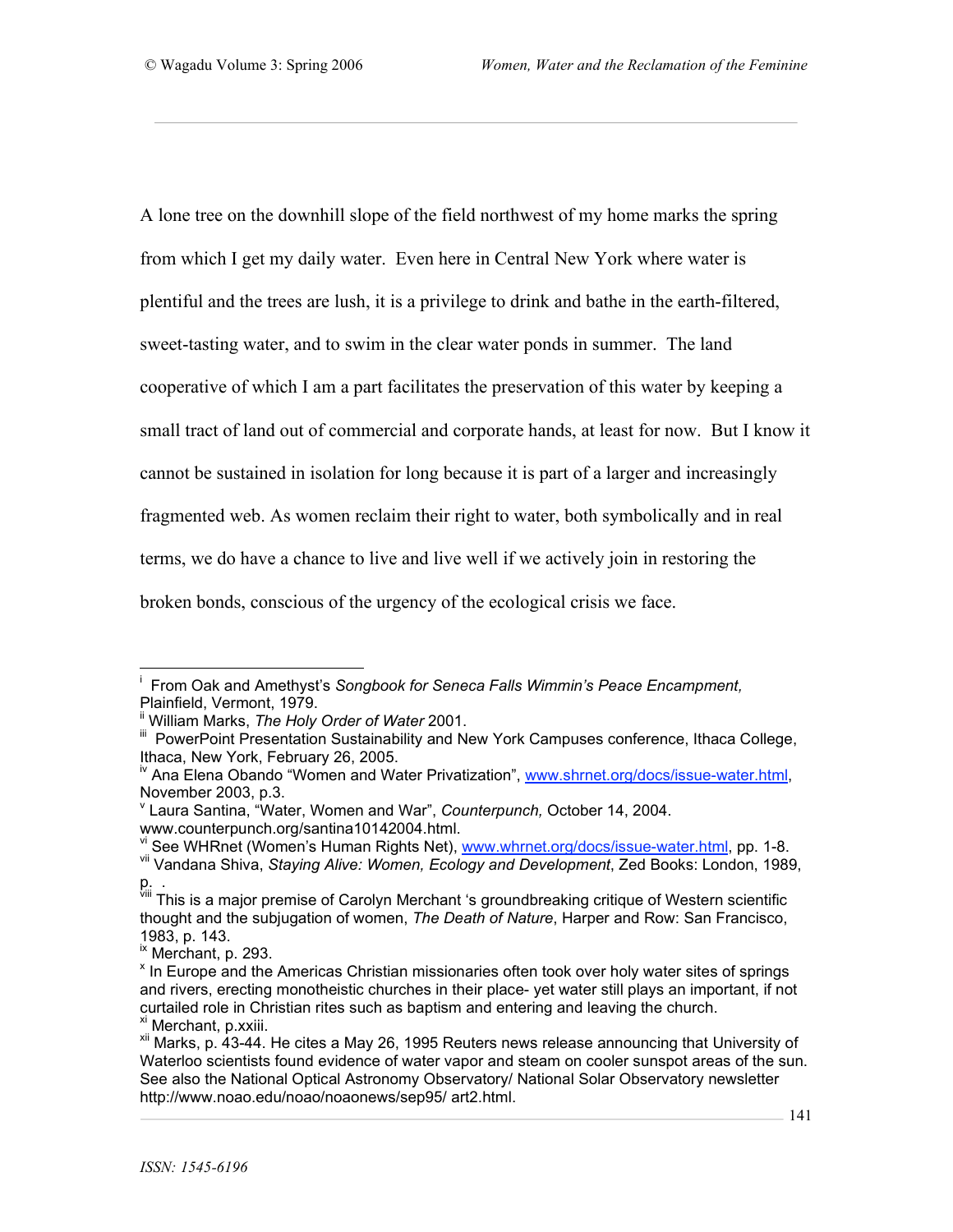A lone tree on the downhill slope of the field northwest of my home marks the spring from which I get my daily water. Even here in Central New York where water is plentiful and the trees are lush, it is a privilege to drink and bathe in the earth-filtered, sweet-tasting water, and to swim in the clear water ponds in summer. The land cooperative of which I am a part facilitates the preservation of this water by keeping a small tract of land out of commercial and corporate hands, at least for now. But I know it cannot be sustained in isolation for long because it is part of a larger and increasingly fragmented web. As women reclaim their right to water, both symbolically and in real terms, we do have a chance to live and live well if we actively join in restoring the broken bonds, conscious of the urgency of the ecological crisis we face.

---

[i] From Oak and Amethyst's *Songbook for Seneca Falls Wimmin's Peace Encampment,* Plainfield, Vermont, 1979.

[ii] William Marks, *The Holy Order of Water* 2001.

[iii] PowerPoint Presentation Sustainability and New York Campuses conference, Ithaca College, Ithaca, New York, February 26, 2005.

[iv] Ana Elena Obando "Women and Water Privatization", www.shrnet.org/docs/issue-water.html, November 2003, p.3.

[v] Laura Santina, "Water, Women and War", *Counterpunch,* October 14, 2004. www.counterpunch.org/santina10142004.html.

[vi] See WHRnet (Women's Human Rights Net), www.whrnet.org/docs/issue-water.html, pp. 1-8.

[vii] Vandana Shiva, *Staying Alive: Women, Ecology and Development*, Zed Books: London, 1989, p. .

[viii] This is a major premise of Carolyn Merchant 's groundbreaking critique of Western scientific thought and the subjugation of women, *The Death of Nature*, Harper and Row: San Francisco, 1983, p. 143.

[ix] Merchant, p. 293.

[x] In Europe and the Americas Christian missionaries often took over holy water sites of springs and rivers, erecting monotheistic churches in their place- yet water still plays an important, if not curtailed role in Christian rites such as baptism and entering and leaving the church.

[xi] Merchant, p.xxiii.

[xii] Marks, p. 43-44. He cites a May 26, 1995 Reuters news release announcing that University of Waterloo scientists found evidence of water vapor and steam on cooler sunspot areas of the sun. See also the National Optical Astronomy Observatory/ National Solar Observatory newsletter http://www.noao.edu/noao/noaonews/sep95/ art2.html.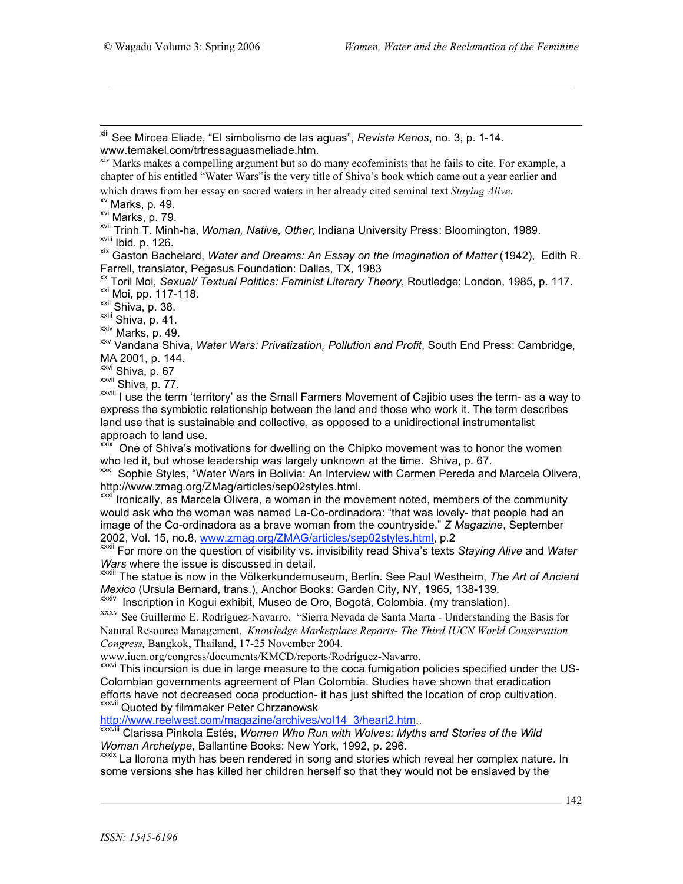[xiii] See Mircea Eliade, "El simbolismo de las aguas", *Revista Kenos*, no. 3, p. 1-14. www.temakel.com/trtressaguasmeliade.htm.

[xiv] Marks makes a compelling argument but so do many ecofeminists that he fails to cite. For example, a chapter of his entitled "Water Wars"is the very title of Shiva's book which came out a year earlier and which draws from her essay on sacred waters in her already cited seminal text *Staying Alive*.

[xv] Marks, p. 49.

[xvi] Marks, p. 79.

[xvii] Trinh T. Minh-ha, *Woman, Native, Other,* Indiana University Press: Bloomington, 1989.

[xviii] Ibid. p. 126.

[xix] Gaston Bachelard, *Water and Dreams: An Essay on the Imagination of Matter* (1942), Edith R. Farrell, translator, Pegasus Foundation: Dallas, TX, 1983

[xx] Toril Moi, *Sexual/ Textual Politics: Feminist Literary Theory*, Routledge: London, 1985, p. 117.

[xxi] Moi, pp. 117-118.

[xxii] Shiva, p. 38.

[xxiii] Shiva, p. 41.

[xxiv] Marks, p. 49.

[xxv] Vandana Shiva, *Water Wars: Privatization, Pollution and Profit*, South End Press: Cambridge, MA 2001, p. 144.

[xxvi] Shiva, p. 67

[xxvii] Shiva, p. 77.

[xxviii] I use the term 'territory' as the Small Farmers Movement of Cajibio uses the term- as a way to express the symbiotic relationship between the land and those who work it. The term describes land use that is sustainable and collective, as opposed to a unidirectional instrumentalist approach to land use.

[xxix] One of Shiva's motivations for dwelling on the Chipko movement was to honor the women who led it, but whose leadership was largely unknown at the time. Shiva, p. 67.

[xxx] Sophie Styles, "Water Wars in Bolivia: An Interview with Carmen Pereda and Marcela Olivera, http://www.zmag.org/ZMag/articles/sep02styles.html.

[xxxi] Ironically, as Marcela Olivera, a woman in the movement noted, members of the community would ask who the woman was named La-Co-ordinadora: "that was lovely- that people had an image of the Co-ordinadora as a brave woman from the countryside." *Z Magazine*, September 2002, Vol. 15, no.8, www.zmag.org/ZMAG/articles/sep02styles.html, p.2

[xxxii] For more on the question of visibility vs. invisibility read Shiva's texts *Staying Alive* and *Water Wars* where the issue is discussed in detail.

[xxxiii] The statue is now in the Völkerkundemuseum, Berlin. See Paul Westheim, *The Art of Ancient Mexico* (Ursula Bernard, trans.), Anchor Books: Garden City, NY, 1965, 138-139.

[xxxiv] Inscription in Kogui exhibit, Museo de Oro, Bogotá, Colombia. (my translation).

[xxxv] See Guillermo E. Rodríguez-Navarro. "Sierra Nevada de Santa Marta - Understanding the Basis for Natural Resource Management. *Knowledge Marketplace Reports- The Third IUCN World Conservation Congress,* Bangkok, Thailand, 17-25 November 2004. www.iucn.org/congress/documents/KMCD/reports/Rodríguez-Navarro.

[xxxvi] This incursion is due in large measure to the coca fumigation policies specified under the US-Colombian governments agreement of Plan Colombia. Studies have shown that eradication efforts have not decreased coca production- it has just shifted the location of crop cultivation.

[xxxvii] Quoted by filmmaker Peter Chrzanowsk http://www.reelwest.com/magazine/archives/vol14_3/heart2.htm..

[xxxviii] Clarissa Pinkola Estés, *Women Who Run with Wolves: Myths and Stories of the Wild Woman Archetype*, Ballantine Books: New York, 1992, p. 296.

[xxxix] La llorona myth has been rendered in song and stories which reveal her complex nature. In some versions she has killed her children herself so that they would not be enslaved by the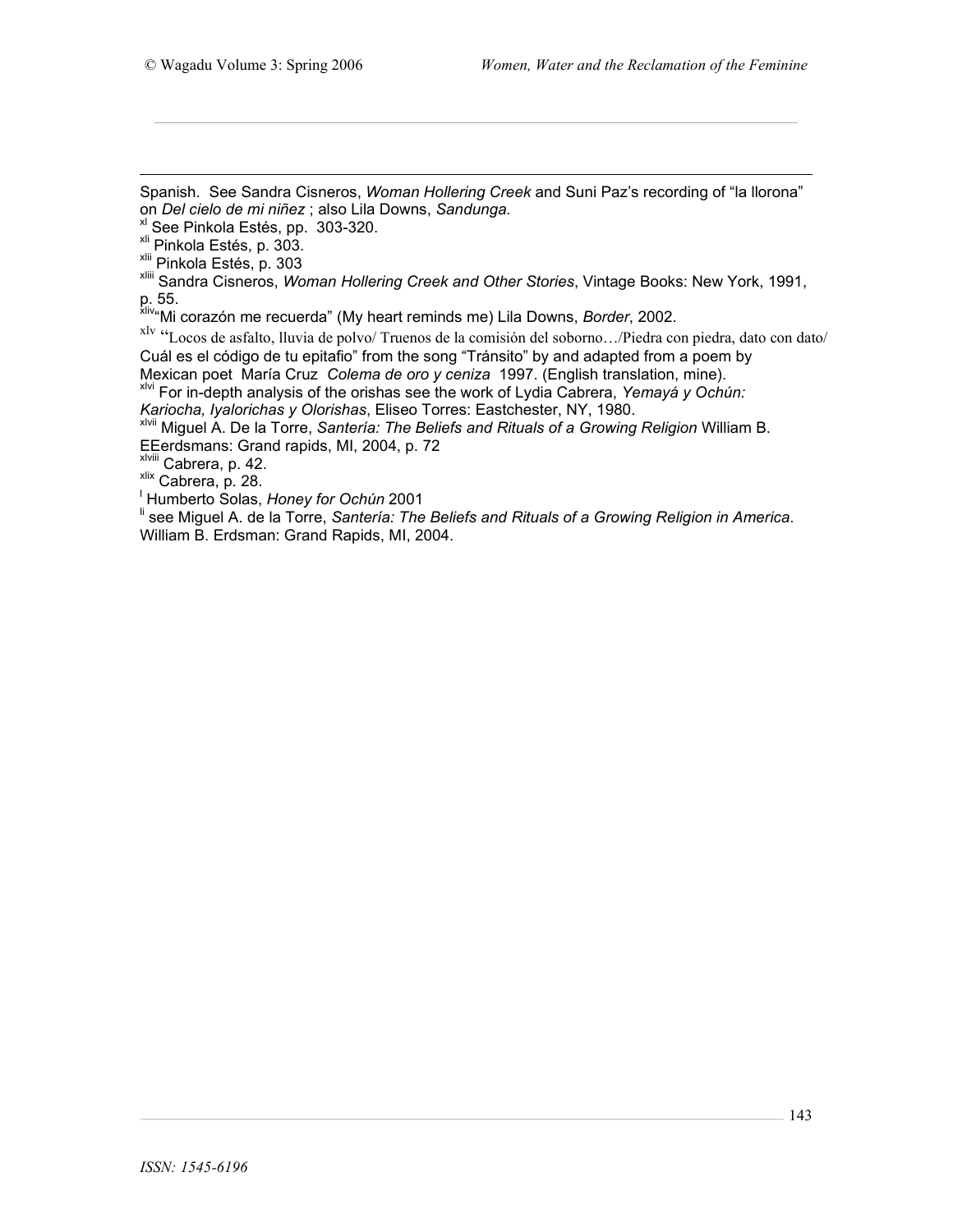Spanish. See Sandra Cisneros, *Woman Hollering Creek* and Suni Paz's recording of "la llorona" on *Del cielo de mi niñez* ; also Lila Downs, *Sandunga.*

[xl] See Pinkola Estés, pp. 303-320.

[xli] Pinkola Estés, p. 303.

[xlii] Pinkola Estés, p. 303

[xliii] Sandra Cisneros, *Woman Hollering Creek and Other Stories*, Vintage Books: New York, 1991, p. 55.

[xliv] "Mi corazón me recuerda" (My heart reminds me) Lila Downs, *Border*, 2002.

[xlv] "Locos de asfalto, lluvia de polvo/ Truenos de la comisión del soborno…/Piedra con piedra, dato con dato/ Cuál es el código de tu epitafio" from the song "Tránsito" by and adapted from a poem by Mexican poet María Cruz *Colema de oro y ceniza* 1997. (English translation, mine).

[xlvi] For in-depth analysis of the orishas see the work of Lydia Cabrera, *Yemayá y Ochún: Kariocha, Iyalorichas y Olorishas*, Eliseo Torres: Eastchester, NY, 1980.

[xlvii] Miguel A. De la Torre, *Santería: The Beliefs and Rituals of a Growing Religion* William B. EEerdsmans: Grand rapids, MI, 2004, p. 72

[xlviii] Cabrera, p. 42.

[xlix] Cabrera, p. 28.

[l] Humberto Solas, *Honey for Ochún* 2001

[li] see Miguel A. de la Torre, *Santería: The Beliefs and Rituals of a Growing Religion in America*. William B. Erdsman: Grand Rapids, MI, 2004.